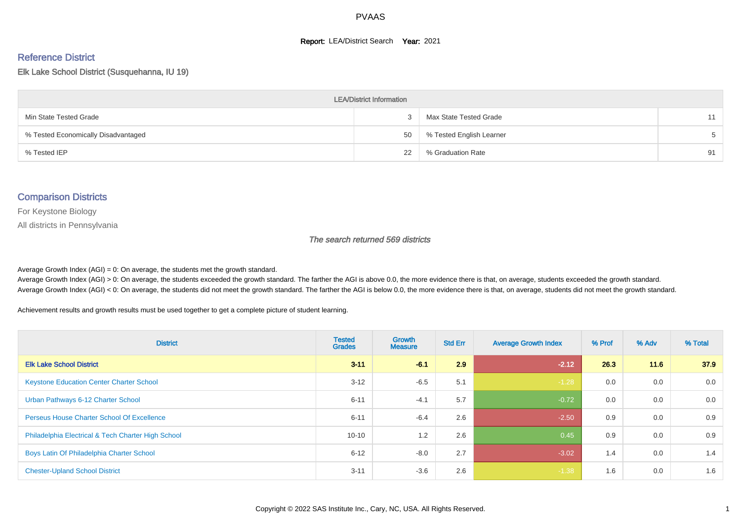# PVAAS

**Report:** LEA/District Search **Year:** 2021

## Reference District

Elk Lake School District (Susquehanna, IU 19)

| LEA/District Information | | | |
|---|---|---|---|
| Min State Tested Grade | 3 | Max State Tested Grade | 11 |
| % Tested Economically Disadvantaged | 50 | % Tested English Learner | 5 |
| % Tested IEP | 22 | % Graduation Rate | 91 |

## Comparison Districts

For Keystone Biology

All districts in Pennsylvania

*The search returned 569 districts*

Average Growth Index (AGI) = 0: On average, the students met the growth standard.

Average Growth Index (AGI) > 0: On average, the students exceeded the growth standard. The farther the AGI is above 0.0, the more evidence there is that, on average, students exceeded the growth standard.

Average Growth Index (AGI) < 0: On average, the students did not meet the growth standard. The farther the AGI is below 0.0, the more evidence there is that, on average, students did not meet the growth standard.

Achievement results and growth results must be used together to get a complete picture of student learning.

| District | Tested Grades | Growth Measure | Std Err | Average Growth Index | % Prof | % Adv | % Total |
|---|---|---|---|---|---|---|---|
| **Elk Lake School District** | **3-11** | **-6.1** | **2.9** | **-2.12** | **26.3** | **11.6** | **37.9** |
| Keystone Education Center Charter School | 3-12 | -6.5 | 5.1 | -1.28 | 0.0 | 0.0 | 0.0 |
| Urban Pathways 6-12 Charter School | 6-11 | -4.1 | 5.7 | -0.72 | 0.0 | 0.0 | 0.0 |
| Perseus House Charter School Of Excellence | 6-11 | -6.4 | 2.6 | -2.50 | 0.9 | 0.0 | 0.9 |
| Philadelphia Electrical & Tech Charter High School | 10-10 | 1.2 | 2.6 | 0.45 | 0.9 | 0.0 | 0.9 |
| Boys Latin Of Philadelphia Charter School | 6-12 | -8.0 | 2.7 | -3.02 | 1.4 | 0.0 | 1.4 |
| Chester-Upland School District | 3-11 | -3.6 | 2.6 | -1.38 | 1.6 | 0.0 | 1.6 |

Copyright © 2022 SAS Institute Inc., Cary, NC, USA. All Rights Reserved.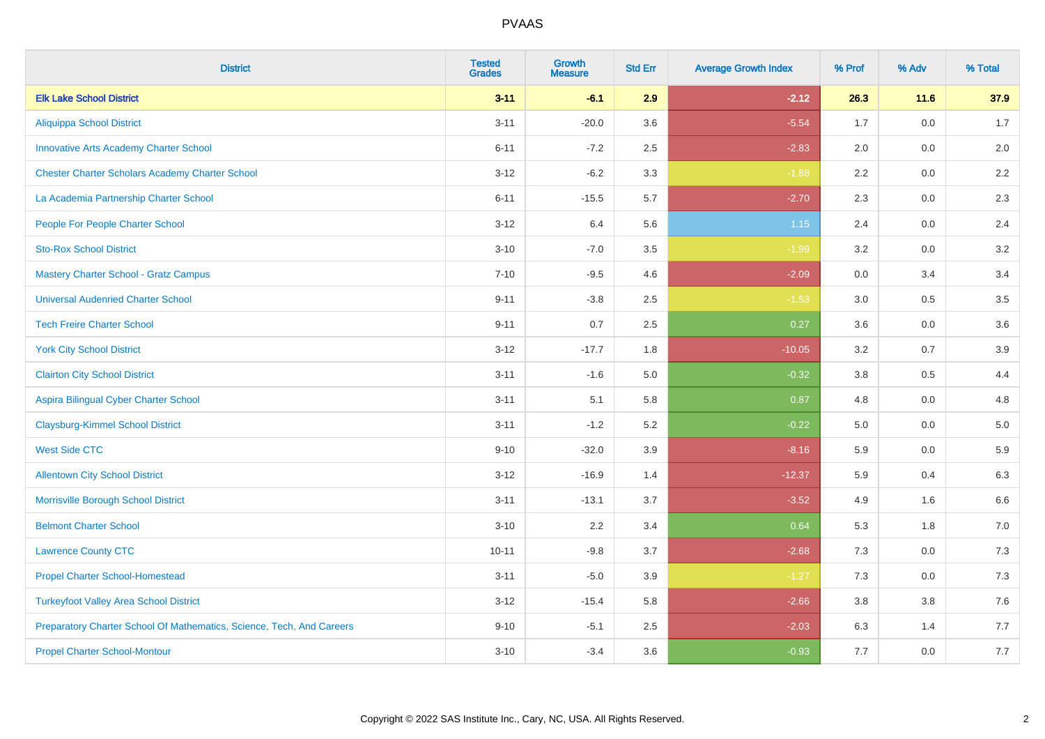| District | Tested Grades | Growth Measure | Std Err | Average Growth Index | % Prof | % Adv | % Total |
|---|---|---|---|---|---|---|---|
| **Elk Lake School District** | **3-11** | **-6.1** | **2.9** | **-2.12** | **26.3** | **11.6** | **37.9** |
| Aliquippa School District | 3-11 | -20.0 | 3.6 | -5.54 | 1.7 | 0.0 | 1.7 |
| Innovative Arts Academy Charter School | 6-11 | -7.2 | 2.5 | -2.83 | 2.0 | 0.0 | 2.0 |
| Chester Charter Scholars Academy Charter School | 3-12 | -6.2 | 3.3 | -1.88 | 2.2 | 0.0 | 2.2 |
| La Academia Partnership Charter School | 6-11 | -15.5 | 5.7 | -2.70 | 2.3 | 0.0 | 2.3 |
| People For People Charter School | 3-12 | 6.4 | 5.6 | 1.15 | 2.4 | 0.0 | 2.4 |
| Sto-Rox School District | 3-10 | -7.0 | 3.5 | -1.99 | 3.2 | 0.0 | 3.2 |
| Mastery Charter School - Gratz Campus | 7-10 | -9.5 | 4.6 | -2.09 | 0.0 | 3.4 | 3.4 |
| Universal Audenried Charter School | 9-11 | -3.8 | 2.5 | -1.53 | 3.0 | 0.5 | 3.5 |
| Tech Freire Charter School | 9-11 | 0.7 | 2.5 | 0.27 | 3.6 | 0.0 | 3.6 |
| York City School District | 3-12 | -17.7 | 1.8 | -10.05 | 3.2 | 0.7 | 3.9 |
| Clairton City School District | 3-11 | -1.6 | 5.0 | -0.32 | 3.8 | 0.5 | 4.4 |
| Aspira Bilingual Cyber Charter School | 3-11 | 5.1 | 5.8 | 0.87 | 4.8 | 0.0 | 4.8 |
| Claysburg-Kimmel School District | 3-11 | -1.2 | 5.2 | -0.22 | 5.0 | 0.0 | 5.0 |
| West Side CTC | 9-10 | -32.0 | 3.9 | -8.16 | 5.9 | 0.0 | 5.9 |
| Allentown City School District | 3-12 | -16.9 | 1.4 | -12.37 | 5.9 | 0.4 | 6.3 |
| Morrisville Borough School District | 3-11 | -13.1 | 3.7 | -3.52 | 4.9 | 1.6 | 6.6 |
| Belmont Charter School | 3-10 | 2.2 | 3.4 | 0.64 | 5.3 | 1.8 | 7.0 |
| Lawrence County CTC | 10-11 | -9.8 | 3.7 | -2.68 | 7.3 | 0.0 | 7.3 |
| Propel Charter School-Homestead | 3-11 | -5.0 | 3.9 | -1.27 | 7.3 | 0.0 | 7.3 |
| Turkeyfoot Valley Area School District | 3-12 | -15.4 | 5.8 | -2.66 | 3.8 | 3.8 | 7.6 |
| Preparatory Charter School Of Mathematics, Science, Tech, And Careers | 9-10 | -5.1 | 2.5 | -2.03 | 6.3 | 1.4 | 7.7 |
| Propel Charter School-Montour | 3-10 | -3.4 | 3.6 | -0.93 | 7.7 | 0.0 | 7.7 |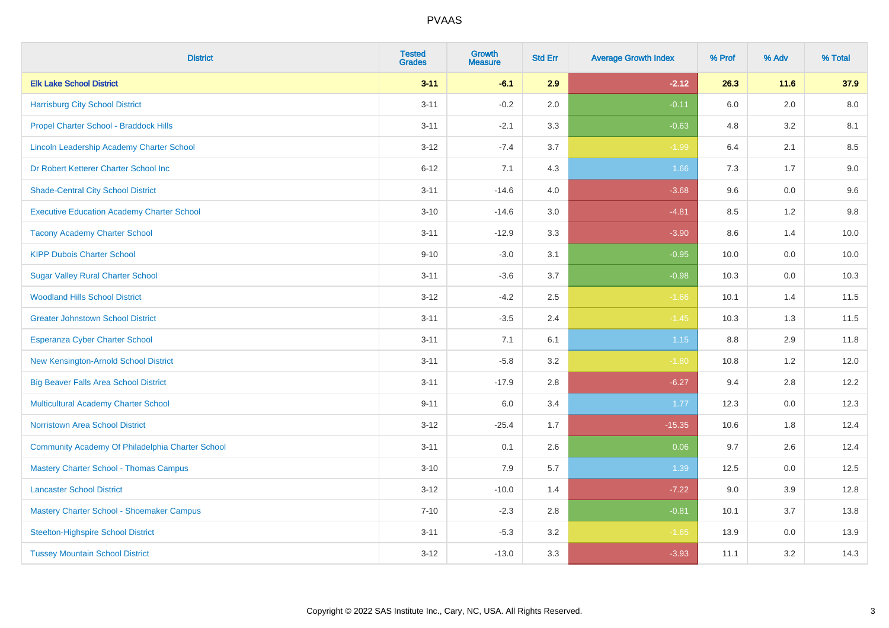# PVAAS

| District | Tested Grades | Growth Measure | Std Err | Average Growth Index | % Prof | % Adv | % Total |
|---|---|---|---|---|---|---|---|
| **Elk Lake School District** | **3-11** | **-6.1** | **2.9** | **-2.12** | **26.3** | **11.6** | **37.9** |
| Harrisburg City School District | 3-11 | -0.2 | 2.0 | -0.11 | 6.0 | 2.0 | 8.0 |
| Propel Charter School - Braddock Hills | 3-11 | -2.1 | 3.3 | -0.63 | 4.8 | 3.2 | 8.1 |
| Lincoln Leadership Academy Charter School | 3-12 | -7.4 | 3.7 | -1.99 | 6.4 | 2.1 | 8.5 |
| Dr Robert Ketterer Charter School Inc | 6-12 | 7.1 | 4.3 | 1.66 | 7.3 | 1.7 | 9.0 |
| Shade-Central City School District | 3-11 | -14.6 | 4.0 | -3.68 | 9.6 | 0.0 | 9.6 |
| Executive Education Academy Charter School | 3-10 | -14.6 | 3.0 | -4.81 | 8.5 | 1.2 | 9.8 |
| Tacony Academy Charter School | 3-11 | -12.9 | 3.3 | -3.90 | 8.6 | 1.4 | 10.0 |
| KIPP Dubois Charter School | 9-10 | -3.0 | 3.1 | -0.95 | 10.0 | 0.0 | 10.0 |
| Sugar Valley Rural Charter School | 3-11 | -3.6 | 3.7 | -0.98 | 10.3 | 0.0 | 10.3 |
| Woodland Hills School District | 3-12 | -4.2 | 2.5 | -1.66 | 10.1 | 1.4 | 11.5 |
| Greater Johnstown School District | 3-11 | -3.5 | 2.4 | -1.45 | 10.3 | 1.3 | 11.5 |
| Esperanza Cyber Charter School | 3-11 | 7.1 | 6.1 | 1.15 | 8.8 | 2.9 | 11.8 |
| New Kensington-Arnold School District | 3-11 | -5.8 | 3.2 | -1.80 | 10.8 | 1.2 | 12.0 |
| Big Beaver Falls Area School District | 3-11 | -17.9 | 2.8 | -6.27 | 9.4 | 2.8 | 12.2 |
| Multicultural Academy Charter School | 9-11 | 6.0 | 3.4 | 1.77 | 12.3 | 0.0 | 12.3 |
| Norristown Area School District | 3-12 | -25.4 | 1.7 | -15.35 | 10.6 | 1.8 | 12.4 |
| Community Academy Of Philadelphia Charter School | 3-11 | 0.1 | 2.6 | 0.06 | 9.7 | 2.6 | 12.4 |
| Mastery Charter School - Thomas Campus | 3-10 | 7.9 | 5.7 | 1.39 | 12.5 | 0.0 | 12.5 |
| Lancaster School District | 3-12 | -10.0 | 1.4 | -7.22 | 9.0 | 3.9 | 12.8 |
| Mastery Charter School - Shoemaker Campus | 7-10 | -2.3 | 2.8 | -0.81 | 10.1 | 3.7 | 13.8 |
| Steelton-Highspire School District | 3-11 | -5.3 | 3.2 | -1.65 | 13.9 | 0.0 | 13.9 |
| Tussey Mountain School District | 3-12 | -13.0 | 3.3 | -3.93 | 11.1 | 3.2 | 14.3 |

Copyright © 2022 SAS Institute Inc., Cary, NC, USA. All Rights Reserved.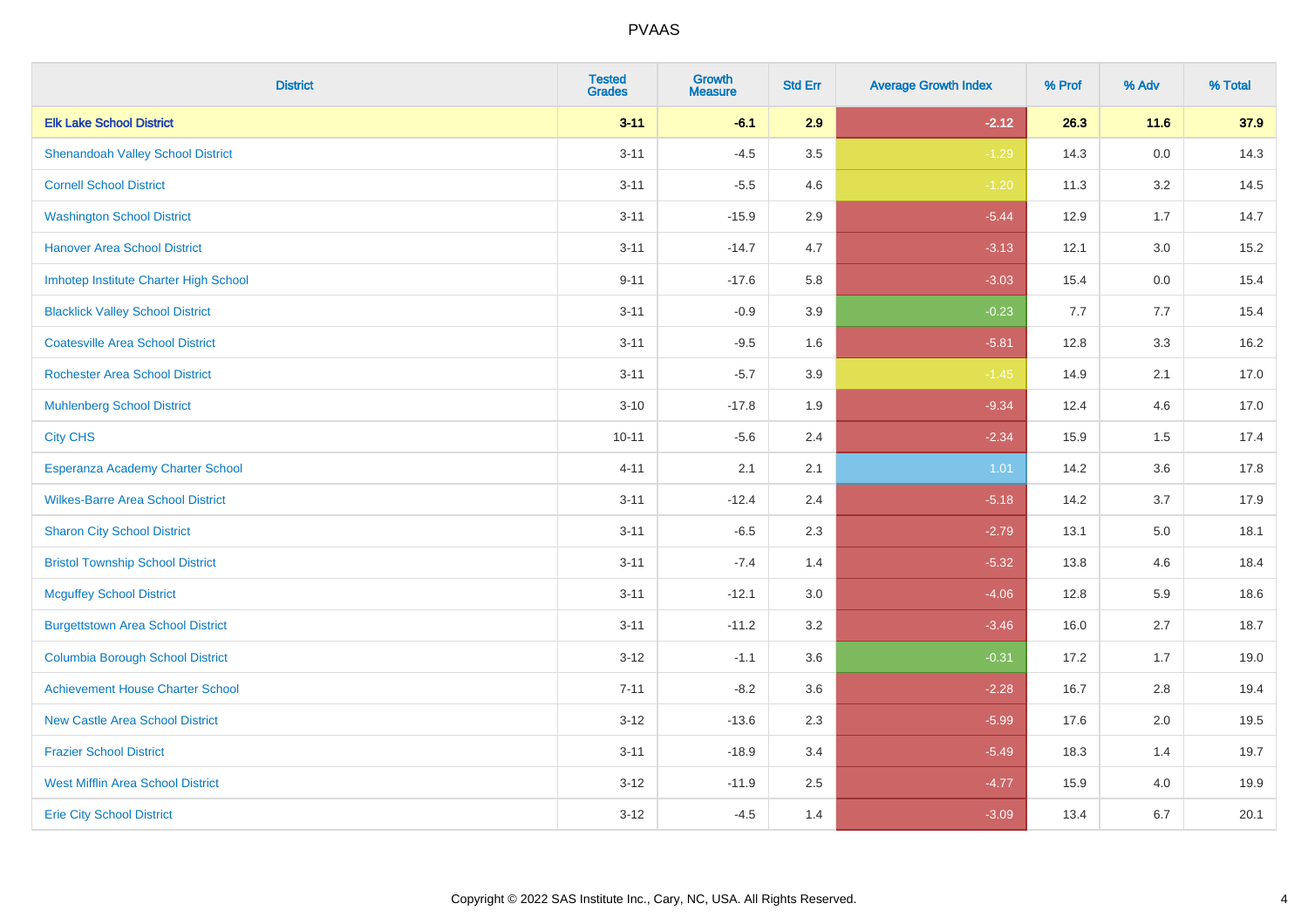PVAAS

| District | Tested Grades | Growth Measure | Std Err | Average Growth Index | % Prof | % Adv | % Total |
|---|---|---|---|---|---|---|---|
| **Elk Lake School District** | **3-11** | **-6.1** | **2.9** | **-2.12** | **26.3** | **11.6** | **37.9** |
| Shenandoah Valley School District | 3-11 | -4.5 | 3.5 | -1.29 | 14.3 | 0.0 | 14.3 |
| Cornell School District | 3-11 | -5.5 | 4.6 | -1.20 | 11.3 | 3.2 | 14.5 |
| Washington School District | 3-11 | -15.9 | 2.9 | -5.44 | 12.9 | 1.7 | 14.7 |
| Hanover Area School District | 3-11 | -14.7 | 4.7 | -3.13 | 12.1 | 3.0 | 15.2 |
| Imhotep Institute Charter High School | 9-11 | -17.6 | 5.8 | -3.03 | 15.4 | 0.0 | 15.4 |
| Blacklick Valley School District | 3-11 | -0.9 | 3.9 | -0.23 | 7.7 | 7.7 | 15.4 |
| Coatesville Area School District | 3-11 | -9.5 | 1.6 | -5.81 | 12.8 | 3.3 | 16.2 |
| Rochester Area School District | 3-11 | -5.7 | 3.9 | -1.45 | 14.9 | 2.1 | 17.0 |
| Muhlenberg School District | 3-10 | -17.8 | 1.9 | -9.34 | 12.4 | 4.6 | 17.0 |
| City CHS | 10-11 | -5.6 | 2.4 | -2.34 | 15.9 | 1.5 | 17.4 |
| Esperanza Academy Charter School | 4-11 | 2.1 | 2.1 | 1.01 | 14.2 | 3.6 | 17.8 |
| Wilkes-Barre Area School District | 3-11 | -12.4 | 2.4 | -5.18 | 14.2 | 3.7 | 17.9 |
| Sharon City School District | 3-11 | -6.5 | 2.3 | -2.79 | 13.1 | 5.0 | 18.1 |
| Bristol Township School District | 3-11 | -7.4 | 1.4 | -5.32 | 13.8 | 4.6 | 18.4 |
| Mcguffey School District | 3-11 | -12.1 | 3.0 | -4.06 | 12.8 | 5.9 | 18.6 |
| Burgettstown Area School District | 3-11 | -11.2 | 3.2 | -3.46 | 16.0 | 2.7 | 18.7 |
| Columbia Borough School District | 3-12 | -1.1 | 3.6 | -0.31 | 17.2 | 1.7 | 19.0 |
| Achievement House Charter School | 7-11 | -8.2 | 3.6 | -2.28 | 16.7 | 2.8 | 19.4 |
| New Castle Area School District | 3-12 | -13.6 | 2.3 | -5.99 | 17.6 | 2.0 | 19.5 |
| Frazier School District | 3-11 | -18.9 | 3.4 | -5.49 | 18.3 | 1.4 | 19.7 |
| West Mifflin Area School District | 3-12 | -11.9 | 2.5 | -4.77 | 15.9 | 4.0 | 19.9 |
| Erie City School District | 3-12 | -4.5 | 1.4 | -3.09 | 13.4 | 6.7 | 20.1 |

Copyright © 2022 SAS Institute Inc., Cary, NC, USA. All Rights Reserved.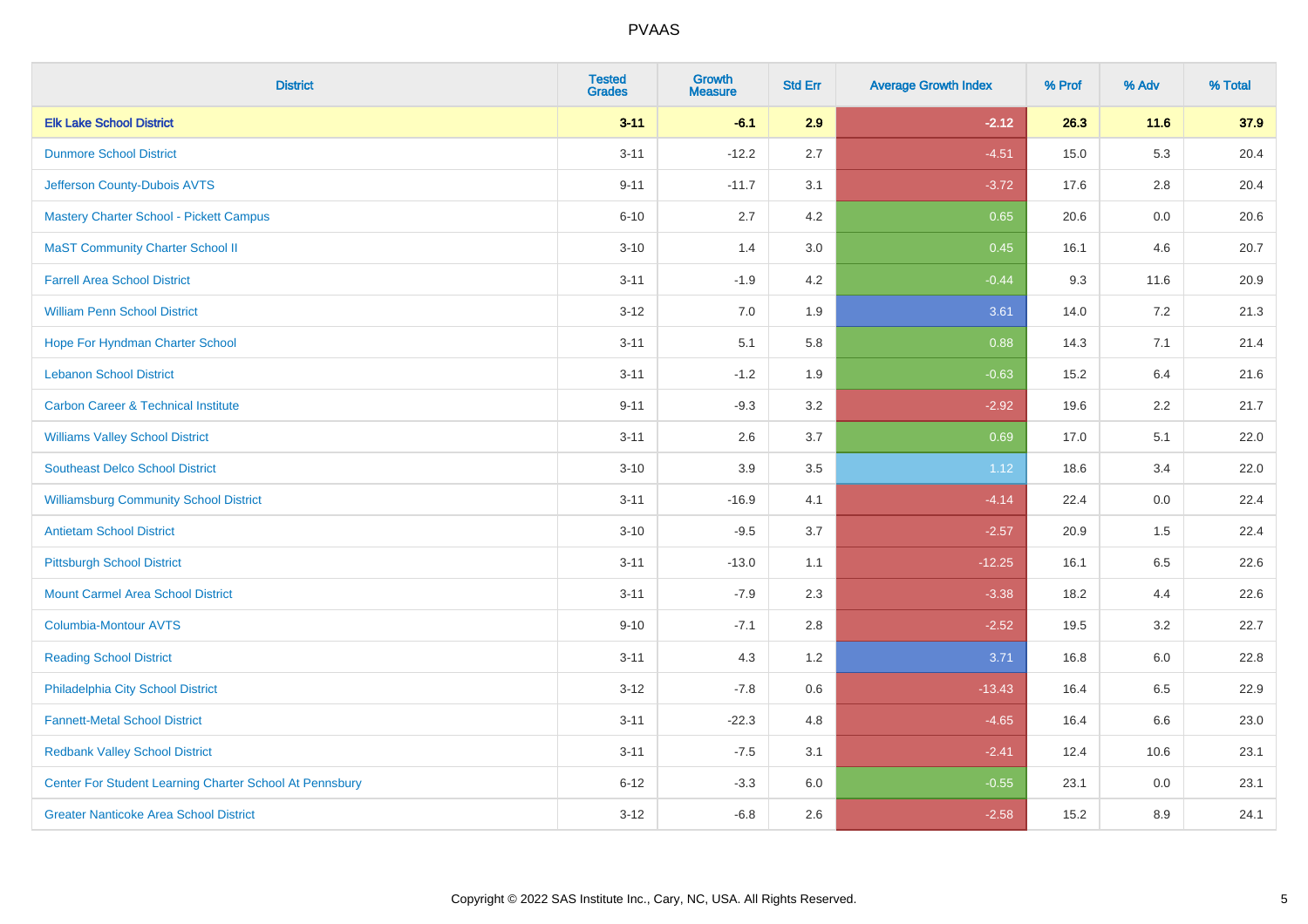# PVAAS

| District | Tested Grades | Growth Measure | Std Err | Average Growth Index | % Prof | % Adv | % Total |
|---|---|---|---|---|---|---|---|
| **Elk Lake School District** | **3-11** | **-6.1** | **2.9** | **-2.12** | **26.3** | **11.6** | **37.9** |
| Dunmore School District | 3-11 | -12.2 | 2.7 | -4.51 | 15.0 | 5.3 | 20.4 |
| Jefferson County-Dubois AVTS | 9-11 | -11.7 | 3.1 | -3.72 | 17.6 | 2.8 | 20.4 |
| Mastery Charter School - Pickett Campus | 6-10 | 2.7 | 4.2 | 0.65 | 20.6 | 0.0 | 20.6 |
| MaST Community Charter School II | 3-10 | 1.4 | 3.0 | 0.45 | 16.1 | 4.6 | 20.7 |
| Farrell Area School District | 3-11 | -1.9 | 4.2 | -0.44 | 9.3 | 11.6 | 20.9 |
| William Penn School District | 3-12 | 7.0 | 1.9 | 3.61 | 14.0 | 7.2 | 21.3 |
| Hope For Hyndman Charter School | 3-11 | 5.1 | 5.8 | 0.88 | 14.3 | 7.1 | 21.4 |
| Lebanon School District | 3-11 | -1.2 | 1.9 | -0.63 | 15.2 | 6.4 | 21.6 |
| Carbon Career & Technical Institute | 9-11 | -9.3 | 3.2 | -2.92 | 19.6 | 2.2 | 21.7 |
| Williams Valley School District | 3-11 | 2.6 | 3.7 | 0.69 | 17.0 | 5.1 | 22.0 |
| Southeast Delco School District | 3-10 | 3.9 | 3.5 | 1.12 | 18.6 | 3.4 | 22.0 |
| Williamsburg Community School District | 3-11 | -16.9 | 4.1 | -4.14 | 22.4 | 0.0 | 22.4 |
| Antietam School District | 3-10 | -9.5 | 3.7 | -2.57 | 20.9 | 1.5 | 22.4 |
| Pittsburgh School District | 3-11 | -13.0 | 1.1 | -12.25 | 16.1 | 6.5 | 22.6 |
| Mount Carmel Area School District | 3-11 | -7.9 | 2.3 | -3.38 | 18.2 | 4.4 | 22.6 |
| Columbia-Montour AVTS | 9-10 | -7.1 | 2.8 | -2.52 | 19.5 | 3.2 | 22.7 |
| Reading School District | 3-11 | 4.3 | 1.2 | 3.71 | 16.8 | 6.0 | 22.8 |
| Philadelphia City School District | 3-12 | -7.8 | 0.6 | -13.43 | 16.4 | 6.5 | 22.9 |
| Fannett-Metal School District | 3-11 | -22.3 | 4.8 | -4.65 | 16.4 | 6.6 | 23.0 |
| Redbank Valley School District | 3-11 | -7.5 | 3.1 | -2.41 | 12.4 | 10.6 | 23.1 |
| Center For Student Learning Charter School At Pennsbury | 6-12 | -3.3 | 6.0 | -0.55 | 23.1 | 0.0 | 23.1 |
| Greater Nanticoke Area School District | 3-12 | -6.8 | 2.6 | -2.58 | 15.2 | 8.9 | 24.1 |

Copyright © 2022 SAS Institute Inc., Cary, NC, USA. All Rights Reserved.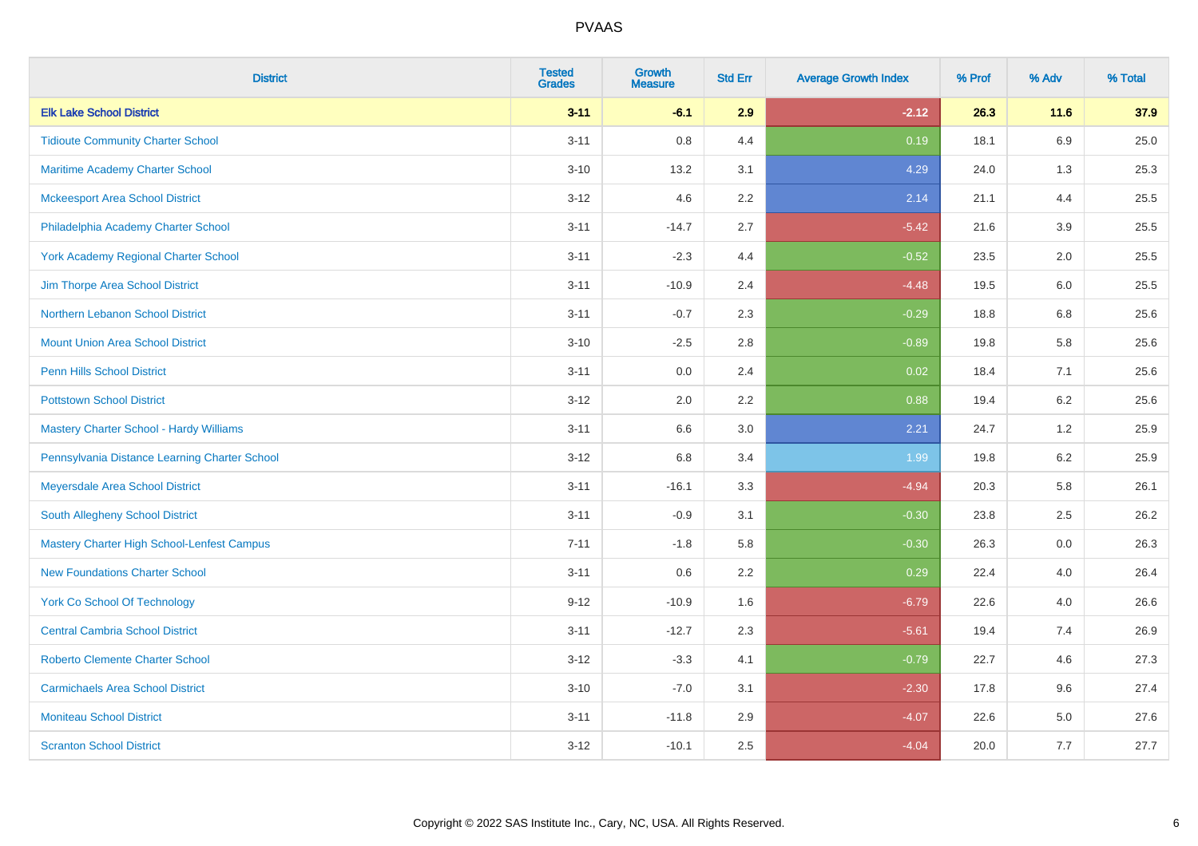# PVAAS

| District | Tested Grades | Growth Measure | Std Err | Average Growth Index | % Prof | % Adv | % Total |
|---|---|---|---|---|---|---|---|
| **Elk Lake School District** | **3-11** | **-6.1** | **2.9** | **-2.12** | **26.3** | **11.6** | **37.9** |
| Tidioute Community Charter School | 3-11 | 0.8 | 4.4 | 0.19 | 18.1 | 6.9 | 25.0 |
| Maritime Academy Charter School | 3-10 | 13.2 | 3.1 | 4.29 | 24.0 | 1.3 | 25.3 |
| Mckeesport Area School District | 3-12 | 4.6 | 2.2 | 2.14 | 21.1 | 4.4 | 25.5 |
| Philadelphia Academy Charter School | 3-11 | -14.7 | 2.7 | -5.42 | 21.6 | 3.9 | 25.5 |
| York Academy Regional Charter School | 3-11 | -2.3 | 4.4 | -0.52 | 23.5 | 2.0 | 25.5 |
| Jim Thorpe Area School District | 3-11 | -10.9 | 2.4 | -4.48 | 19.5 | 6.0 | 25.5 |
| Northern Lebanon School District | 3-11 | -0.7 | 2.3 | -0.29 | 18.8 | 6.8 | 25.6 |
| Mount Union Area School District | 3-10 | -2.5 | 2.8 | -0.89 | 19.8 | 5.8 | 25.6 |
| Penn Hills School District | 3-11 | 0.0 | 2.4 | 0.02 | 18.4 | 7.1 | 25.6 |
| Pottstown School District | 3-12 | 2.0 | 2.2 | 0.88 | 19.4 | 6.2 | 25.6 |
| Mastery Charter School - Hardy Williams | 3-11 | 6.6 | 3.0 | 2.21 | 24.7 | 1.2 | 25.9 |
| Pennsylvania Distance Learning Charter School | 3-12 | 6.8 | 3.4 | 1.99 | 19.8 | 6.2 | 25.9 |
| Meyersdale Area School District | 3-11 | -16.1 | 3.3 | -4.94 | 20.3 | 5.8 | 26.1 |
| South Allegheny School District | 3-11 | -0.9 | 3.1 | -0.30 | 23.8 | 2.5 | 26.2 |
| Mastery Charter High School-Lenfest Campus | 7-11 | -1.8 | 5.8 | -0.30 | 26.3 | 0.0 | 26.3 |
| New Foundations Charter School | 3-11 | 0.6 | 2.2 | 0.29 | 22.4 | 4.0 | 26.4 |
| York Co School Of Technology | 9-12 | -10.9 | 1.6 | -6.79 | 22.6 | 4.0 | 26.6 |
| Central Cambria School District | 3-11 | -12.7 | 2.3 | -5.61 | 19.4 | 7.4 | 26.9 |
| Roberto Clemente Charter School | 3-12 | -3.3 | 4.1 | -0.79 | 22.7 | 4.6 | 27.3 |
| Carmichaels Area School District | 3-10 | -7.0 | 3.1 | -2.30 | 17.8 | 9.6 | 27.4 |
| Moniteau School District | 3-11 | -11.8 | 2.9 | -4.07 | 22.6 | 5.0 | 27.6 |
| Scranton School District | 3-12 | -10.1 | 2.5 | -4.04 | 20.0 | 7.7 | 27.7 |

Copyright © 2022 SAS Institute Inc., Cary, NC, USA. All Rights Reserved.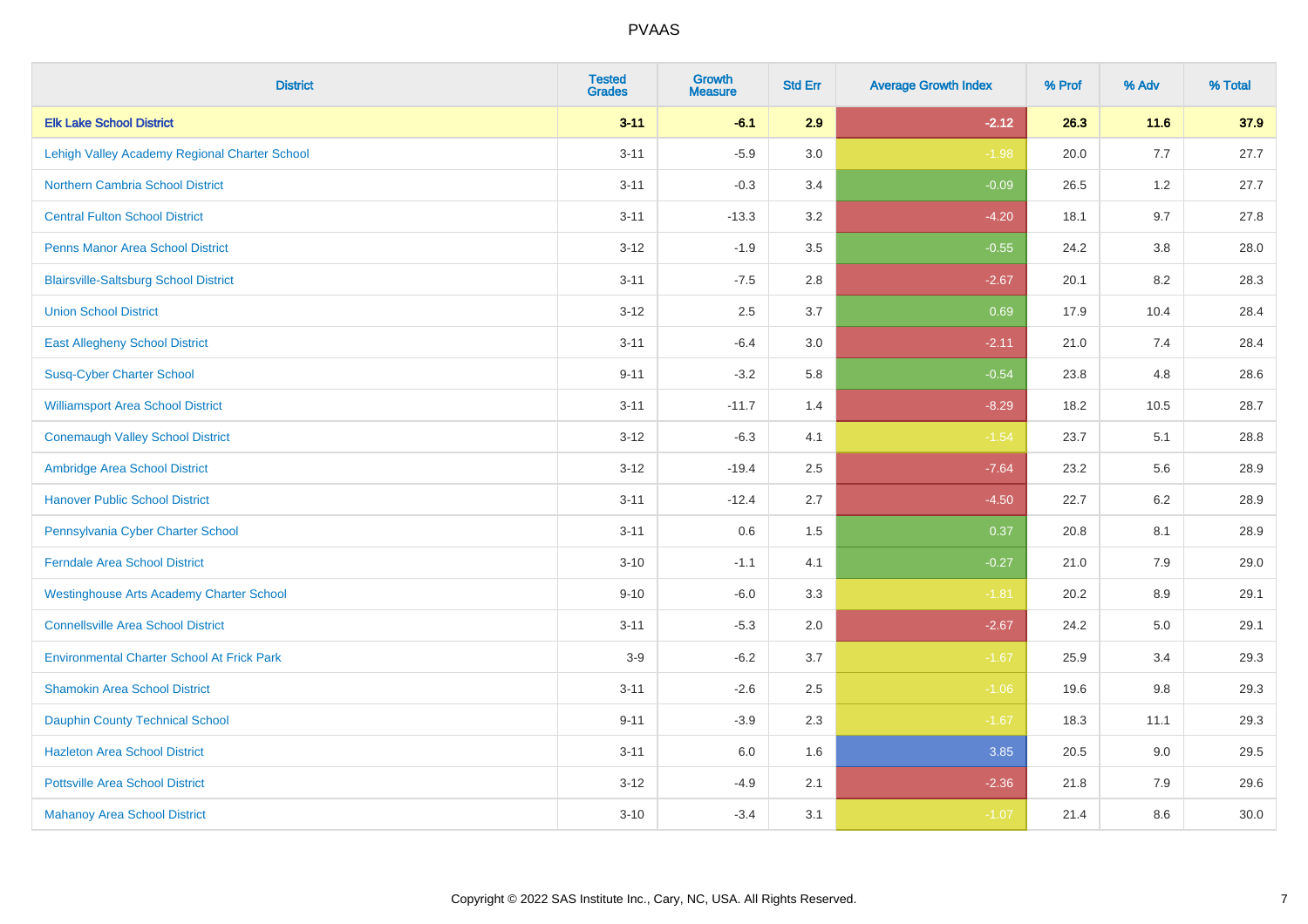# PVAAS

| District | Tested Grades | Growth Measure | Std Err | Average Growth Index | % Prof | % Adv | % Total |
|---|---|---|---|---|---|---|---|
| **Elk Lake School District** | **3-11** | **-6.1** | **2.9** | **-2.12** | **26.3** | **11.6** | **37.9** |
| Lehigh Valley Academy Regional Charter School | 3-11 | -5.9 | 3.0 | -1.98 | 20.0 | 7.7 | 27.7 |
| Northern Cambria School District | 3-11 | -0.3 | 3.4 | -0.09 | 26.5 | 1.2 | 27.7 |
| Central Fulton School District | 3-11 | -13.3 | 3.2 | -4.20 | 18.1 | 9.7 | 27.8 |
| Penns Manor Area School District | 3-12 | -1.9 | 3.5 | -0.55 | 24.2 | 3.8 | 28.0 |
| Blairsville-Saltsburg School District | 3-11 | -7.5 | 2.8 | -2.67 | 20.1 | 8.2 | 28.3 |
| Union School District | 3-12 | 2.5 | 3.7 | 0.69 | 17.9 | 10.4 | 28.4 |
| East Allegheny School District | 3-11 | -6.4 | 3.0 | -2.11 | 21.0 | 7.4 | 28.4 |
| Susq-Cyber Charter School | 9-11 | -3.2 | 5.8 | -0.54 | 23.8 | 4.8 | 28.6 |
| Williamsport Area School District | 3-11 | -11.7 | 1.4 | -8.29 | 18.2 | 10.5 | 28.7 |
| Conemaugh Valley School District | 3-12 | -6.3 | 4.1 | -1.54 | 23.7 | 5.1 | 28.8 |
| Ambridge Area School District | 3-12 | -19.4 | 2.5 | -7.64 | 23.2 | 5.6 | 28.9 |
| Hanover Public School District | 3-11 | -12.4 | 2.7 | -4.50 | 22.7 | 6.2 | 28.9 |
| Pennsylvania Cyber Charter School | 3-11 | 0.6 | 1.5 | 0.37 | 20.8 | 8.1 | 28.9 |
| Ferndale Area School District | 3-10 | -1.1 | 4.1 | -0.27 | 21.0 | 7.9 | 29.0 |
| Westinghouse Arts Academy Charter School | 9-10 | -6.0 | 3.3 | -1.81 | 20.2 | 8.9 | 29.1 |
| Connellsville Area School District | 3-11 | -5.3 | 2.0 | -2.67 | 24.2 | 5.0 | 29.1 |
| Environmental Charter School At Frick Park | 3-9 | -6.2 | 3.7 | -1.67 | 25.9 | 3.4 | 29.3 |
| Shamokin Area School District | 3-11 | -2.6 | 2.5 | -1.06 | 19.6 | 9.8 | 29.3 |
| Dauphin County Technical School | 9-11 | -3.9 | 2.3 | -1.67 | 18.3 | 11.1 | 29.3 |
| Hazleton Area School District | 3-11 | 6.0 | 1.6 | 3.85 | 20.5 | 9.0 | 29.5 |
| Pottsville Area School District | 3-12 | -4.9 | 2.1 | -2.36 | 21.8 | 7.9 | 29.6 |
| Mahanoy Area School District | 3-10 | -3.4 | 3.1 | -1.07 | 21.4 | 8.6 | 30.0 |

Copyright © 2022 SAS Institute Inc., Cary, NC, USA. All Rights Reserved.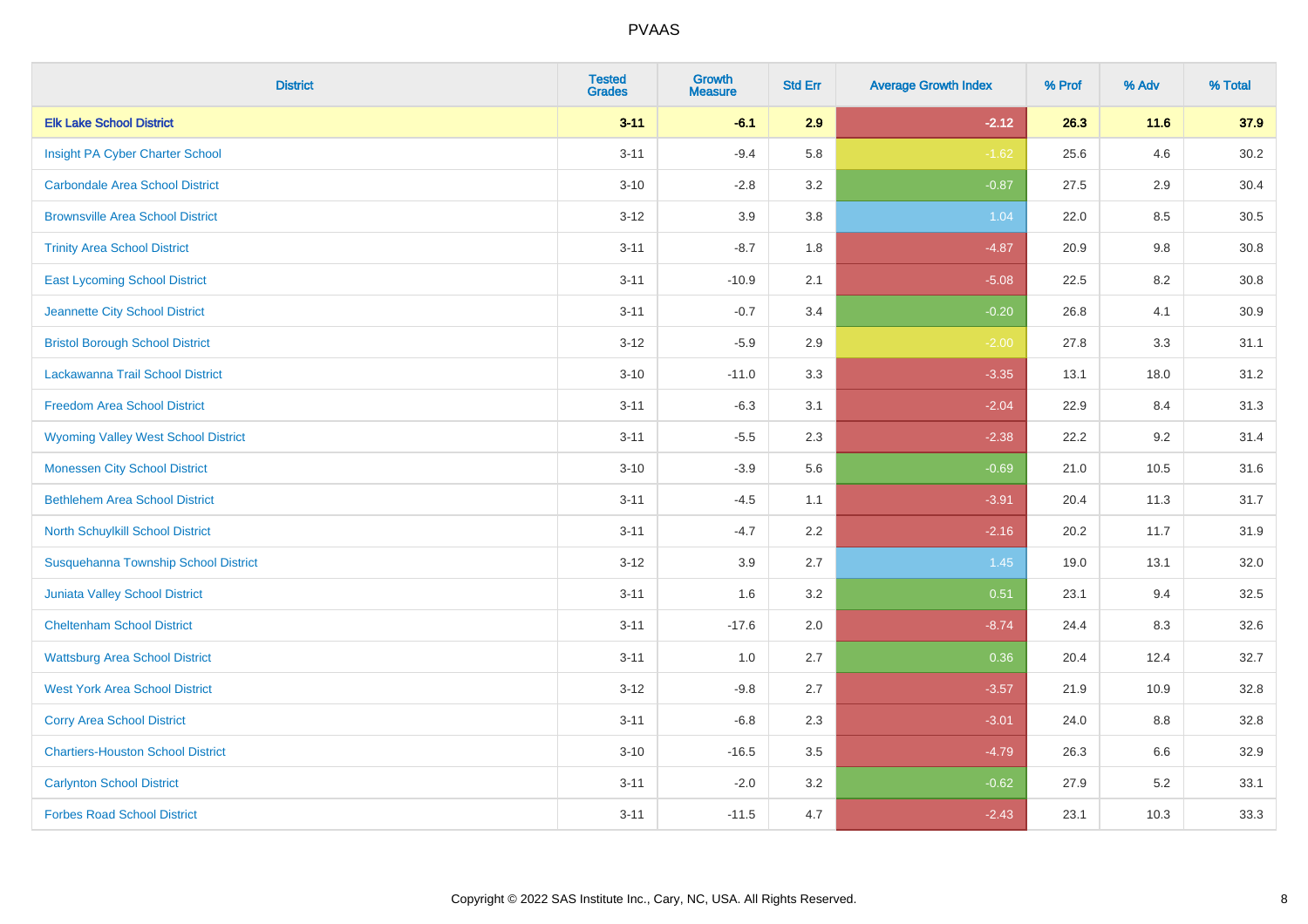| District | Tested Grades | Growth Measure | Std Err | Average Growth Index | % Prof | % Adv | % Total |
|---|---|---|---|---|---|---|---|
| **Elk Lake School District** | **3-11** | **-6.1** | **2.9** | **-2.12** | **26.3** | **11.6** | **37.9** |
| Insight PA Cyber Charter School | 3-11 | -9.4 | 5.8 | -1.62 | 25.6 | 4.6 | 30.2 |
| Carbondale Area School District | 3-10 | -2.8 | 3.2 | -0.87 | 27.5 | 2.9 | 30.4 |
| Brownsville Area School District | 3-12 | 3.9 | 3.8 | 1.04 | 22.0 | 8.5 | 30.5 |
| Trinity Area School District | 3-11 | -8.7 | 1.8 | -4.87 | 20.9 | 9.8 | 30.8 |
| East Lycoming School District | 3-11 | -10.9 | 2.1 | -5.08 | 22.5 | 8.2 | 30.8 |
| Jeannette City School District | 3-11 | -0.7 | 3.4 | -0.20 | 26.8 | 4.1 | 30.9 |
| Bristol Borough School District | 3-12 | -5.9 | 2.9 | -2.00 | 27.8 | 3.3 | 31.1 |
| Lackawanna Trail School District | 3-10 | -11.0 | 3.3 | -3.35 | 13.1 | 18.0 | 31.2 |
| Freedom Area School District | 3-11 | -6.3 | 3.1 | -2.04 | 22.9 | 8.4 | 31.3 |
| Wyoming Valley West School District | 3-11 | -5.5 | 2.3 | -2.38 | 22.2 | 9.2 | 31.4 |
| Monessen City School District | 3-10 | -3.9 | 5.6 | -0.69 | 21.0 | 10.5 | 31.6 |
| Bethlehem Area School District | 3-11 | -4.5 | 1.1 | -3.91 | 20.4 | 11.3 | 31.7 |
| North Schuylkill School District | 3-11 | -4.7 | 2.2 | -2.16 | 20.2 | 11.7 | 31.9 |
| Susquehanna Township School District | 3-12 | 3.9 | 2.7 | 1.45 | 19.0 | 13.1 | 32.0 |
| Juniata Valley School District | 3-11 | 1.6 | 3.2 | 0.51 | 23.1 | 9.4 | 32.5 |
| Cheltenham School District | 3-11 | -17.6 | 2.0 | -8.74 | 24.4 | 8.3 | 32.6 |
| Wattsburg Area School District | 3-11 | 1.0 | 2.7 | 0.36 | 20.4 | 12.4 | 32.7 |
| West York Area School District | 3-12 | -9.8 | 2.7 | -3.57 | 21.9 | 10.9 | 32.8 |
| Corry Area School District | 3-11 | -6.8 | 2.3 | -3.01 | 24.0 | 8.8 | 32.8 |
| Chartiers-Houston School District | 3-10 | -16.5 | 3.5 | -4.79 | 26.3 | 6.6 | 32.9 |
| Carlynton School District | 3-11 | -2.0 | 3.2 | -0.62 | 27.9 | 5.2 | 33.1 |
| Forbes Road School District | 3-11 | -11.5 | 4.7 | -2.43 | 23.1 | 10.3 | 33.3 |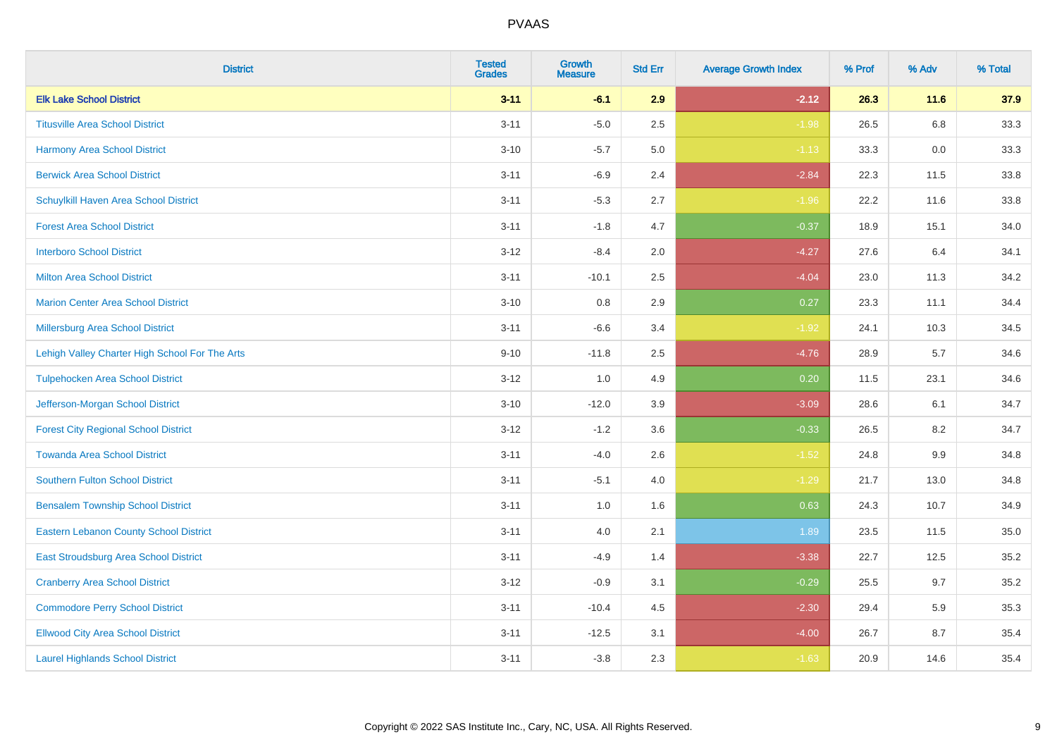| District | Tested Grades | Growth Measure | Std Err | Average Growth Index | % Prof | % Adv | % Total |
|---|---|---|---|---|---|---|---|
| **Elk Lake School District** | **3-11** | **-6.1** | **2.9** | **-2.12** | **26.3** | **11.6** | **37.9** |
| Titusville Area School District | 3-11 | -5.0 | 2.5 | -1.98 | 26.5 | 6.8 | 33.3 |
| Harmony Area School District | 3-10 | -5.7 | 5.0 | -1.13 | 33.3 | 0.0 | 33.3 |
| Berwick Area School District | 3-11 | -6.9 | 2.4 | -2.84 | 22.3 | 11.5 | 33.8 |
| Schuylkill Haven Area School District | 3-11 | -5.3 | 2.7 | -1.96 | 22.2 | 11.6 | 33.8 |
| Forest Area School District | 3-11 | -1.8 | 4.7 | -0.37 | 18.9 | 15.1 | 34.0 |
| Interboro School District | 3-12 | -8.4 | 2.0 | -4.27 | 27.6 | 6.4 | 34.1 |
| Milton Area School District | 3-11 | -10.1 | 2.5 | -4.04 | 23.0 | 11.3 | 34.2 |
| Marion Center Area School District | 3-10 | 0.8 | 2.9 | 0.27 | 23.3 | 11.1 | 34.4 |
| Millersburg Area School District | 3-11 | -6.6 | 3.4 | -1.92 | 24.1 | 10.3 | 34.5 |
| Lehigh Valley Charter High School For The Arts | 9-10 | -11.8 | 2.5 | -4.76 | 28.9 | 5.7 | 34.6 |
| Tulpehocken Area School District | 3-12 | 1.0 | 4.9 | 0.20 | 11.5 | 23.1 | 34.6 |
| Jefferson-Morgan School District | 3-10 | -12.0 | 3.9 | -3.09 | 28.6 | 6.1 | 34.7 |
| Forest City Regional School District | 3-12 | -1.2 | 3.6 | -0.33 | 26.5 | 8.2 | 34.7 |
| Towanda Area School District | 3-11 | -4.0 | 2.6 | -1.52 | 24.8 | 9.9 | 34.8 |
| Southern Fulton School District | 3-11 | -5.1 | 4.0 | -1.29 | 21.7 | 13.0 | 34.8 |
| Bensalem Township School District | 3-11 | 1.0 | 1.6 | 0.63 | 24.3 | 10.7 | 34.9 |
| Eastern Lebanon County School District | 3-11 | 4.0 | 2.1 | 1.89 | 23.5 | 11.5 | 35.0 |
| East Stroudsburg Area School District | 3-11 | -4.9 | 1.4 | -3.38 | 22.7 | 12.5 | 35.2 |
| Cranberry Area School District | 3-12 | -0.9 | 3.1 | -0.29 | 25.5 | 9.7 | 35.2 |
| Commodore Perry School District | 3-11 | -10.4 | 4.5 | -2.30 | 29.4 | 5.9 | 35.3 |
| Ellwood City Area School District | 3-11 | -12.5 | 3.1 | -4.00 | 26.7 | 8.7 | 35.4 |
| Laurel Highlands School District | 3-11 | -3.8 | 2.3 | -1.63 | 20.9 | 14.6 | 35.4 |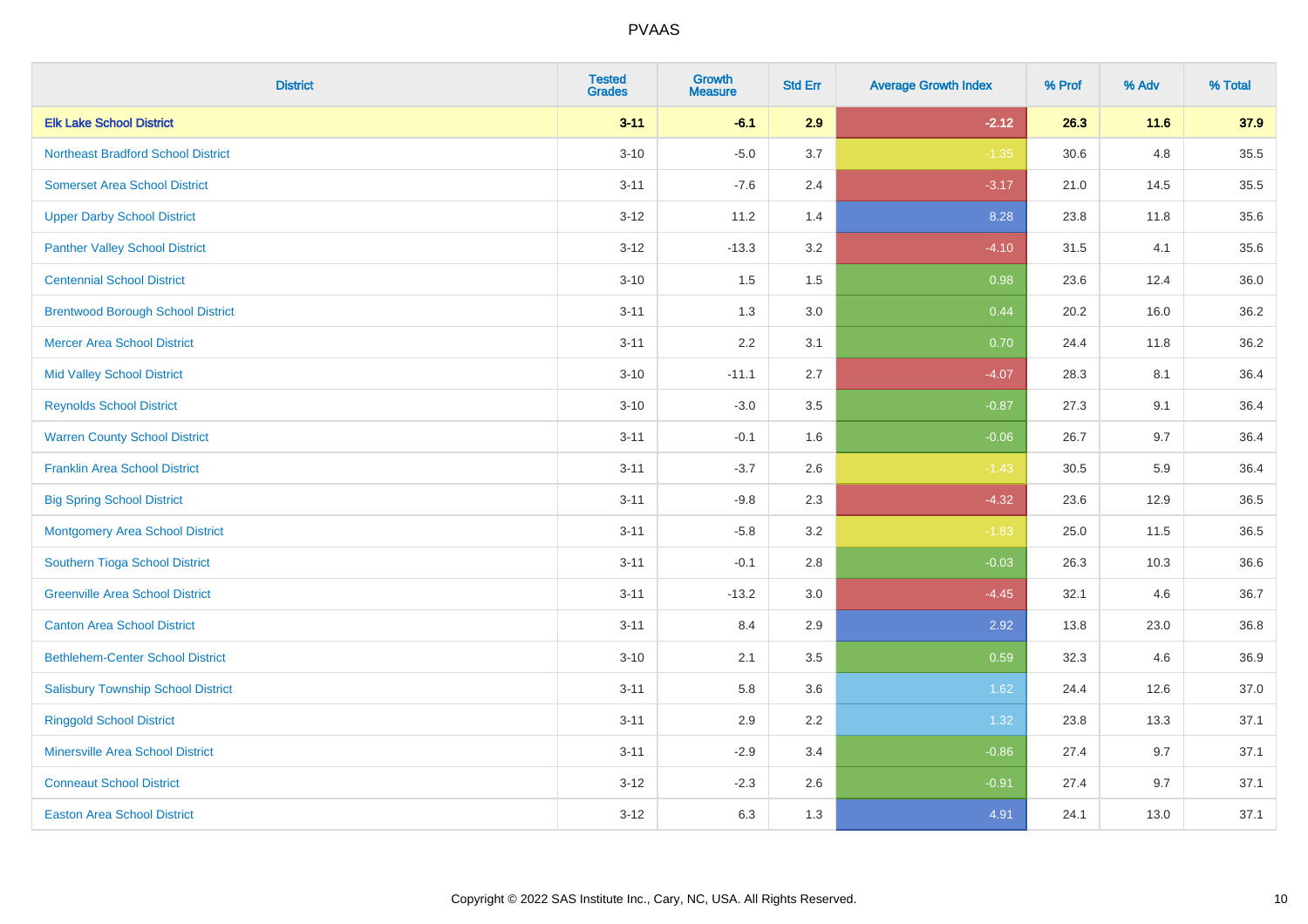| District | Tested Grades | Growth Measure | Std Err | Average Growth Index | % Prof | % Adv | % Total |
|---|---|---|---|---|---|---|---|
| **Elk Lake School District** | **3-11** | **-6.1** | **2.9** | **-2.12** | **26.3** | **11.6** | **37.9** |
| Northeast Bradford School District | 3-10 | -5.0 | 3.7 | -1.35 | 30.6 | 4.8 | 35.5 |
| Somerset Area School District | 3-11 | -7.6 | 2.4 | -3.17 | 21.0 | 14.5 | 35.5 |
| Upper Darby School District | 3-12 | 11.2 | 1.4 | 8.28 | 23.8 | 11.8 | 35.6 |
| Panther Valley School District | 3-12 | -13.3 | 3.2 | -4.10 | 31.5 | 4.1 | 35.6 |
| Centennial School District | 3-10 | 1.5 | 1.5 | 0.98 | 23.6 | 12.4 | 36.0 |
| Brentwood Borough School District | 3-11 | 1.3 | 3.0 | 0.44 | 20.2 | 16.0 | 36.2 |
| Mercer Area School District | 3-11 | 2.2 | 3.1 | 0.70 | 24.4 | 11.8 | 36.2 |
| Mid Valley School District | 3-10 | -11.1 | 2.7 | -4.07 | 28.3 | 8.1 | 36.4 |
| Reynolds School District | 3-10 | -3.0 | 3.5 | -0.87 | 27.3 | 9.1 | 36.4 |
| Warren County School District | 3-11 | -0.1 | 1.6 | -0.06 | 26.7 | 9.7 | 36.4 |
| Franklin Area School District | 3-11 | -3.7 | 2.6 | -1.43 | 30.5 | 5.9 | 36.4 |
| Big Spring School District | 3-11 | -9.8 | 2.3 | -4.32 | 23.6 | 12.9 | 36.5 |
| Montgomery Area School District | 3-11 | -5.8 | 3.2 | -1.83 | 25.0 | 11.5 | 36.5 |
| Southern Tioga School District | 3-11 | -0.1 | 2.8 | -0.03 | 26.3 | 10.3 | 36.6 |
| Greenville Area School District | 3-11 | -13.2 | 3.0 | -4.45 | 32.1 | 4.6 | 36.7 |
| Canton Area School District | 3-11 | 8.4 | 2.9 | 2.92 | 13.8 | 23.0 | 36.8 |
| Bethlehem-Center School District | 3-10 | 2.1 | 3.5 | 0.59 | 32.3 | 4.6 | 36.9 |
| Salisbury Township School District | 3-11 | 5.8 | 3.6 | 1.62 | 24.4 | 12.6 | 37.0 |
| Ringgold School District | 3-11 | 2.9 | 2.2 | 1.32 | 23.8 | 13.3 | 37.1 |
| Minersville Area School District | 3-11 | -2.9 | 3.4 | -0.86 | 27.4 | 9.7 | 37.1 |
| Conneaut School District | 3-12 | -2.3 | 2.6 | -0.91 | 27.4 | 9.7 | 37.1 |
| Easton Area School District | 3-12 | 6.3 | 1.3 | 4.91 | 24.1 | 13.0 | 37.1 |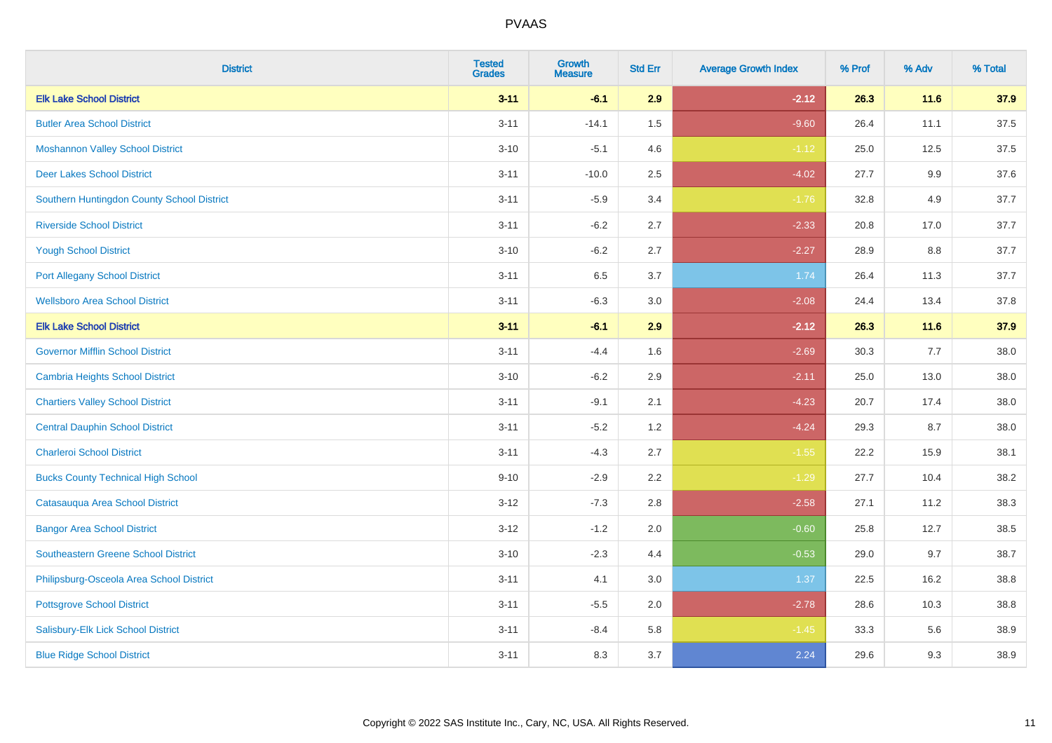| District | Tested Grades | Growth Measure | Std Err | Average Growth Index | % Prof | % Adv | % Total |
|---|---|---|---|---|---|---|---|
| **Elk Lake School District** | **3-11** | **-6.1** | **2.9** | **-2.12** | **26.3** | **11.6** | **37.9** |
| Butler Area School District | 3-11 | -14.1 | 1.5 | -9.60 | 26.4 | 11.1 | 37.5 |
| Moshannon Valley School District | 3-10 | -5.1 | 4.6 | -1.12 | 25.0 | 12.5 | 37.5 |
| Deer Lakes School District | 3-11 | -10.0 | 2.5 | -4.02 | 27.7 | 9.9 | 37.6 |
| Southern Huntingdon County School District | 3-11 | -5.9 | 3.4 | -1.76 | 32.8 | 4.9 | 37.7 |
| Riverside School District | 3-11 | -6.2 | 2.7 | -2.33 | 20.8 | 17.0 | 37.7 |
| Yough School District | 3-10 | -6.2 | 2.7 | -2.27 | 28.9 | 8.8 | 37.7 |
| Port Allegany School District | 3-11 | 6.5 | 3.7 | 1.74 | 26.4 | 11.3 | 37.7 |
| Wellsboro Area School District | 3-11 | -6.3 | 3.0 | -2.08 | 24.4 | 13.4 | 37.8 |
| **Elk Lake School District** | **3-11** | **-6.1** | **2.9** | **-2.12** | **26.3** | **11.6** | **37.9** |
| Governor Mifflin School District | 3-11 | -4.4 | 1.6 | -2.69 | 30.3 | 7.7 | 38.0 |
| Cambria Heights School District | 3-10 | -6.2 | 2.9 | -2.11 | 25.0 | 13.0 | 38.0 |
| Chartiers Valley School District | 3-11 | -9.1 | 2.1 | -4.23 | 20.7 | 17.4 | 38.0 |
| Central Dauphin School District | 3-11 | -5.2 | 1.2 | -4.24 | 29.3 | 8.7 | 38.0 |
| Charleroi School District | 3-11 | -4.3 | 2.7 | -1.55 | 22.2 | 15.9 | 38.1 |
| Bucks County Technical High School | 9-10 | -2.9 | 2.2 | -1.29 | 27.7 | 10.4 | 38.2 |
| Catasauqua Area School District | 3-12 | -7.3 | 2.8 | -2.58 | 27.1 | 11.2 | 38.3 |
| Bangor Area School District | 3-12 | -1.2 | 2.0 | -0.60 | 25.8 | 12.7 | 38.5 |
| Southeastern Greene School District | 3-10 | -2.3 | 4.4 | -0.53 | 29.0 | 9.7 | 38.7 |
| Philipsburg-Osceola Area School District | 3-11 | 4.1 | 3.0 | 1.37 | 22.5 | 16.2 | 38.8 |
| Pottsgrove School District | 3-11 | -5.5 | 2.0 | -2.78 | 28.6 | 10.3 | 38.8 |
| Salisbury-Elk Lick School District | 3-11 | -8.4 | 5.8 | -1.45 | 33.3 | 5.6 | 38.9 |
| Blue Ridge School District | 3-11 | 8.3 | 3.7 | 2.24 | 29.6 | 9.3 | 38.9 |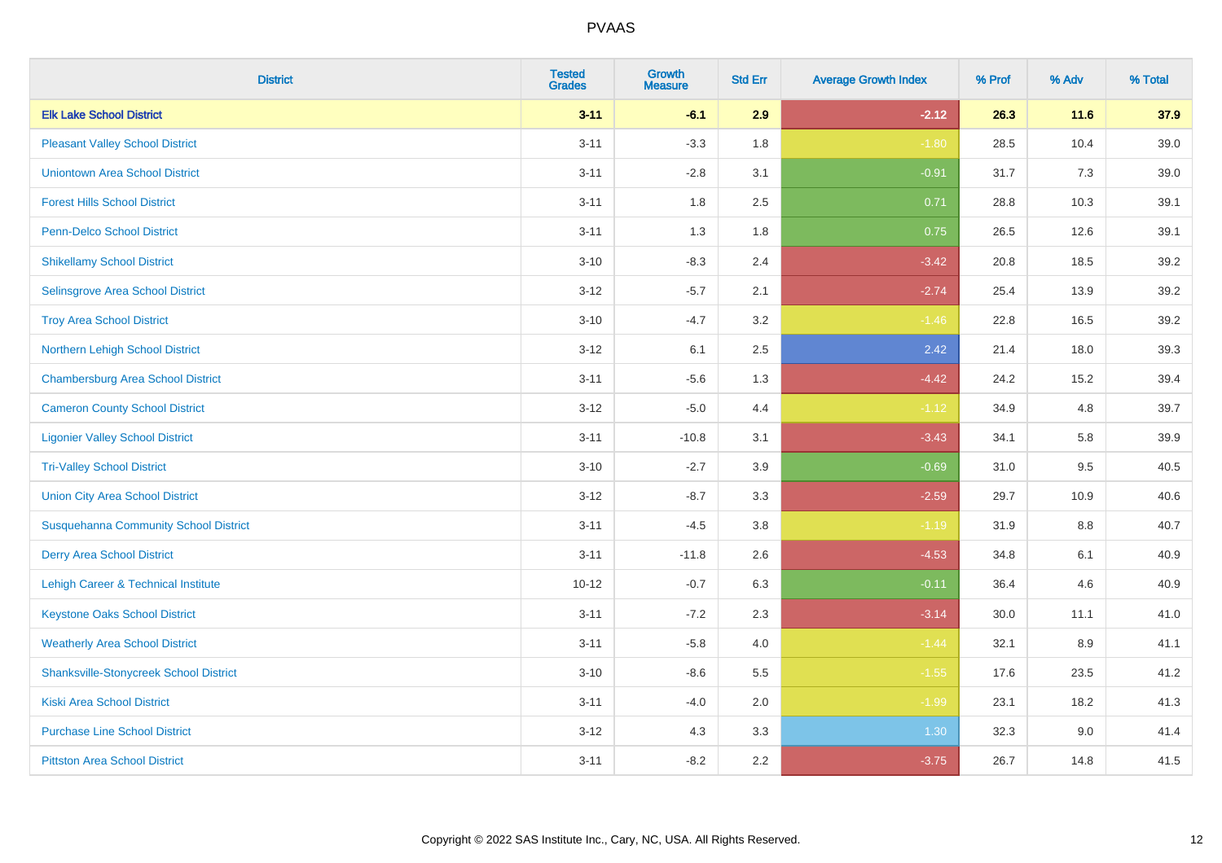| District | Tested Grades | Growth Measure | Std Err | Average Growth Index | % Prof | % Adv | % Total |
|---|---|---|---|---|---|---|---|
| **Elk Lake School District** | **3-11** | **-6.1** | **2.9** | **-2.12** | **26.3** | **11.6** | **37.9** |
| Pleasant Valley School District | 3-11 | -3.3 | 1.8 | -1.80 | 28.5 | 10.4 | 39.0 |
| Uniontown Area School District | 3-11 | -2.8 | 3.1 | -0.91 | 31.7 | 7.3 | 39.0 |
| Forest Hills School District | 3-11 | 1.8 | 2.5 | 0.71 | 28.8 | 10.3 | 39.1 |
| Penn-Delco School District | 3-11 | 1.3 | 1.8 | 0.75 | 26.5 | 12.6 | 39.1 |
| Shikellamy School District | 3-10 | -8.3 | 2.4 | -3.42 | 20.8 | 18.5 | 39.2 |
| Selinsgrove Area School District | 3-12 | -5.7 | 2.1 | -2.74 | 25.4 | 13.9 | 39.2 |
| Troy Area School District | 3-10 | -4.7 | 3.2 | -1.46 | 22.8 | 16.5 | 39.2 |
| Northern Lehigh School District | 3-12 | 6.1 | 2.5 | 2.42 | 21.4 | 18.0 | 39.3 |
| Chambersburg Area School District | 3-11 | -5.6 | 1.3 | -4.42 | 24.2 | 15.2 | 39.4 |
| Cameron County School District | 3-12 | -5.0 | 4.4 | -1.12 | 34.9 | 4.8 | 39.7 |
| Ligonier Valley School District | 3-11 | -10.8 | 3.1 | -3.43 | 34.1 | 5.8 | 39.9 |
| Tri-Valley School District | 3-10 | -2.7 | 3.9 | -0.69 | 31.0 | 9.5 | 40.5 |
| Union City Area School District | 3-12 | -8.7 | 3.3 | -2.59 | 29.7 | 10.9 | 40.6 |
| Susquehanna Community School District | 3-11 | -4.5 | 3.8 | -1.19 | 31.9 | 8.8 | 40.7 |
| Derry Area School District | 3-11 | -11.8 | 2.6 | -4.53 | 34.8 | 6.1 | 40.9 |
| Lehigh Career & Technical Institute | 10-12 | -0.7 | 6.3 | -0.11 | 36.4 | 4.6 | 40.9 |
| Keystone Oaks School District | 3-11 | -7.2 | 2.3 | -3.14 | 30.0 | 11.1 | 41.0 |
| Weatherly Area School District | 3-11 | -5.8 | 4.0 | -1.44 | 32.1 | 8.9 | 41.1 |
| Shanksville-Stonycreek School District | 3-10 | -8.6 | 5.5 | -1.55 | 17.6 | 23.5 | 41.2 |
| Kiski Area School District | 3-11 | -4.0 | 2.0 | -1.99 | 23.1 | 18.2 | 41.3 |
| Purchase Line School District | 3-12 | 4.3 | 3.3 | 1.30 | 32.3 | 9.0 | 41.4 |
| Pittston Area School District | 3-11 | -8.2 | 2.2 | -3.75 | 26.7 | 14.8 | 41.5 |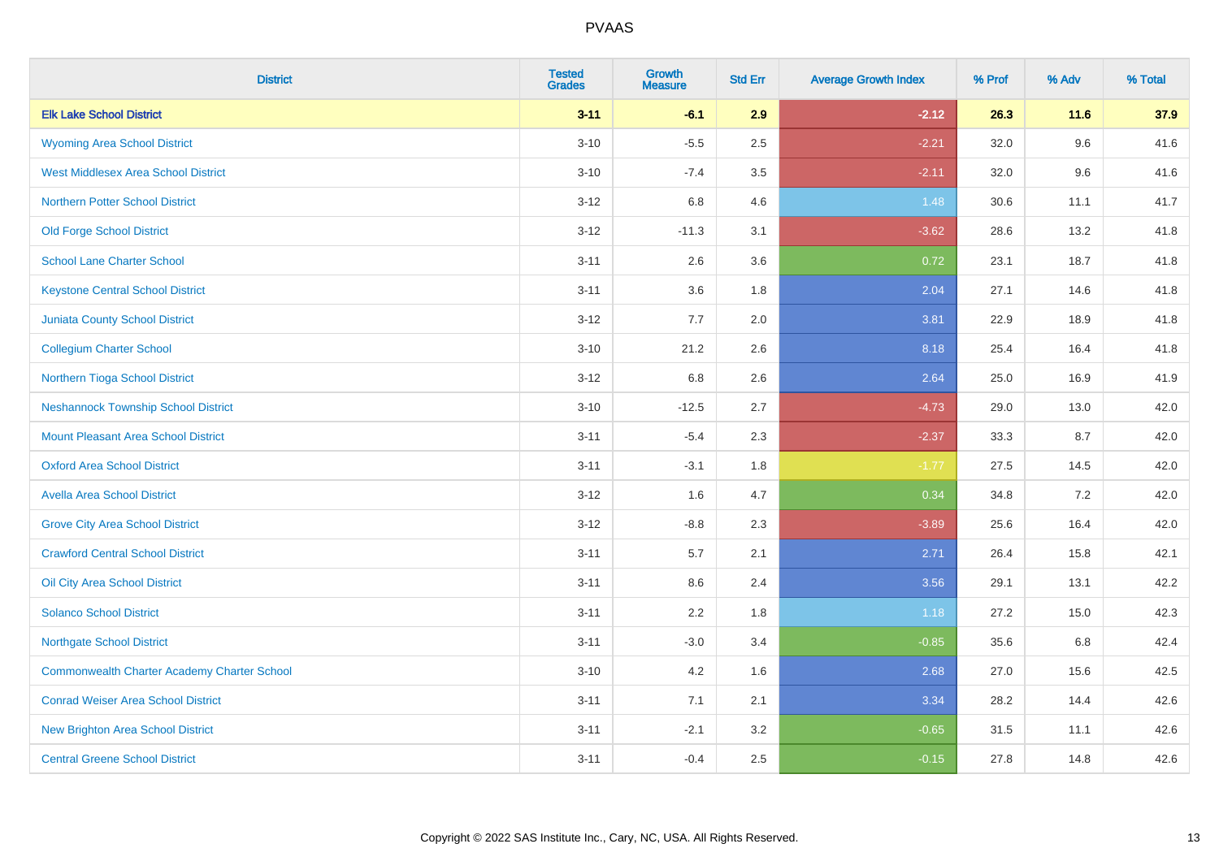# PVAAS

| District | Tested Grades | Growth Measure | Std Err | Average Growth Index | % Prof | % Adv | % Total |
|---|---|---|---|---|---|---|---|
| **Elk Lake School District** | **3-11** | **-6.1** | **2.9** | **-2.12** | **26.3** | **11.6** | **37.9** |
| Wyoming Area School District | 3-10 | -5.5 | 2.5 | -2.21 | 32.0 | 9.6 | 41.6 |
| West Middlesex Area School District | 3-10 | -7.4 | 3.5 | -2.11 | 32.0 | 9.6 | 41.6 |
| Northern Potter School District | 3-12 | 6.8 | 4.6 | 1.48 | 30.6 | 11.1 | 41.7 |
| Old Forge School District | 3-12 | -11.3 | 3.1 | -3.62 | 28.6 | 13.2 | 41.8 |
| School Lane Charter School | 3-11 | 2.6 | 3.6 | 0.72 | 23.1 | 18.7 | 41.8 |
| Keystone Central School District | 3-11 | 3.6 | 1.8 | 2.04 | 27.1 | 14.6 | 41.8 |
| Juniata County School District | 3-12 | 7.7 | 2.0 | 3.81 | 22.9 | 18.9 | 41.8 |
| Collegium Charter School | 3-10 | 21.2 | 2.6 | 8.18 | 25.4 | 16.4 | 41.8 |
| Northern Tioga School District | 3-12 | 6.8 | 2.6 | 2.64 | 25.0 | 16.9 | 41.9 |
| Neshannock Township School District | 3-10 | -12.5 | 2.7 | -4.73 | 29.0 | 13.0 | 42.0 |
| Mount Pleasant Area School District | 3-11 | -5.4 | 2.3 | -2.37 | 33.3 | 8.7 | 42.0 |
| Oxford Area School District | 3-11 | -3.1 | 1.8 | -1.77 | 27.5 | 14.5 | 42.0 |
| Avella Area School District | 3-12 | 1.6 | 4.7 | 0.34 | 34.8 | 7.2 | 42.0 |
| Grove City Area School District | 3-12 | -8.8 | 2.3 | -3.89 | 25.6 | 16.4 | 42.0 |
| Crawford Central School District | 3-11 | 5.7 | 2.1 | 2.71 | 26.4 | 15.8 | 42.1 |
| Oil City Area School District | 3-11 | 8.6 | 2.4 | 3.56 | 29.1 | 13.1 | 42.2 |
| Solanco School District | 3-11 | 2.2 | 1.8 | 1.18 | 27.2 | 15.0 | 42.3 |
| Northgate School District | 3-11 | -3.0 | 3.4 | -0.85 | 35.6 | 6.8 | 42.4 |
| Commonwealth Charter Academy Charter School | 3-10 | 4.2 | 1.6 | 2.68 | 27.0 | 15.6 | 42.5 |
| Conrad Weiser Area School District | 3-11 | 7.1 | 2.1 | 3.34 | 28.2 | 14.4 | 42.6 |
| New Brighton Area School District | 3-11 | -2.1 | 3.2 | -0.65 | 31.5 | 11.1 | 42.6 |
| Central Greene School District | 3-11 | -0.4 | 2.5 | -0.15 | 27.8 | 14.8 | 42.6 |

Copyright © 2022 SAS Institute Inc., Cary, NC, USA. All Rights Reserved.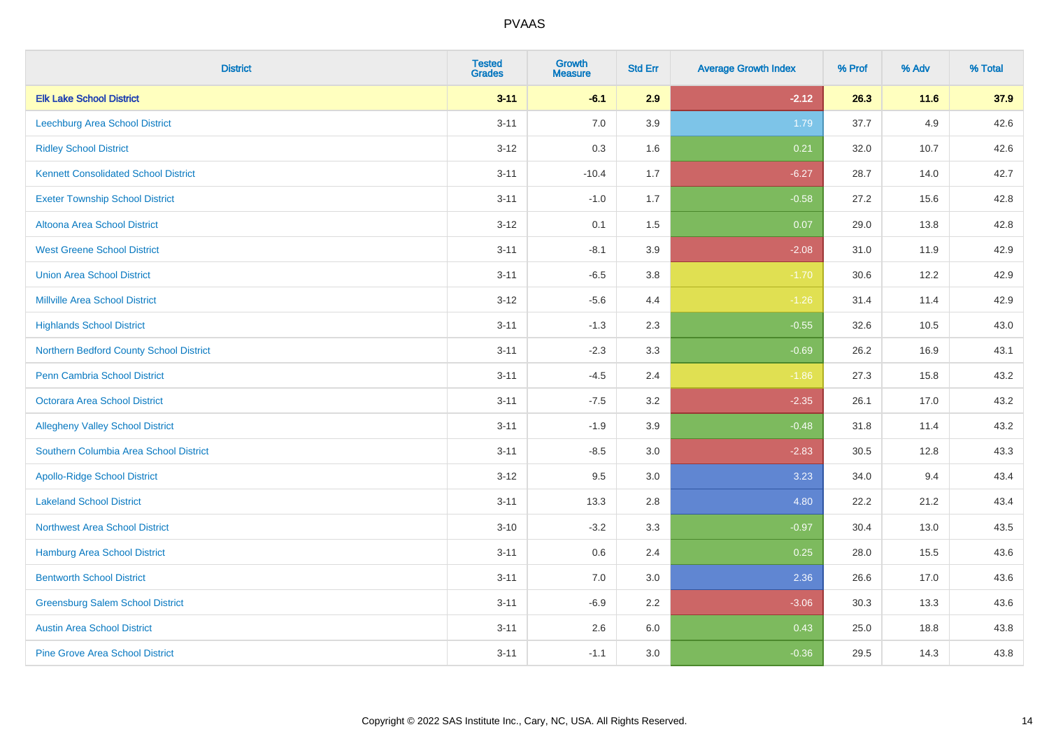| District | Tested Grades | Growth Measure | Std Err | Average Growth Index | % Prof | % Adv | % Total |
|---|---|---|---|---|---|---|---|
| **Elk Lake School District** | **3-11** | **-6.1** | **2.9** | **-2.12** | **26.3** | **11.6** | **37.9** |
| Leechburg Area School District | 3-11 | 7.0 | 3.9 | 1.79 | 37.7 | 4.9 | 42.6 |
| Ridley School District | 3-12 | 0.3 | 1.6 | 0.21 | 32.0 | 10.7 | 42.6 |
| Kennett Consolidated School District | 3-11 | -10.4 | 1.7 | -6.27 | 28.7 | 14.0 | 42.7 |
| Exeter Township School District | 3-11 | -1.0 | 1.7 | -0.58 | 27.2 | 15.6 | 42.8 |
| Altoona Area School District | 3-12 | 0.1 | 1.5 | 0.07 | 29.0 | 13.8 | 42.8 |
| West Greene School District | 3-11 | -8.1 | 3.9 | -2.08 | 31.0 | 11.9 | 42.9 |
| Union Area School District | 3-11 | -6.5 | 3.8 | -1.70 | 30.6 | 12.2 | 42.9 |
| Millville Area School District | 3-12 | -5.6 | 4.4 | -1.26 | 31.4 | 11.4 | 42.9 |
| Highlands School District | 3-11 | -1.3 | 2.3 | -0.55 | 32.6 | 10.5 | 43.0 |
| Northern Bedford County School District | 3-11 | -2.3 | 3.3 | -0.69 | 26.2 | 16.9 | 43.1 |
| Penn Cambria School District | 3-11 | -4.5 | 2.4 | -1.86 | 27.3 | 15.8 | 43.2 |
| Octorara Area School District | 3-11 | -7.5 | 3.2 | -2.35 | 26.1 | 17.0 | 43.2 |
| Allegheny Valley School District | 3-11 | -1.9 | 3.9 | -0.48 | 31.8 | 11.4 | 43.2 |
| Southern Columbia Area School District | 3-11 | -8.5 | 3.0 | -2.83 | 30.5 | 12.8 | 43.3 |
| Apollo-Ridge School District | 3-12 | 9.5 | 3.0 | 3.23 | 34.0 | 9.4 | 43.4 |
| Lakeland School District | 3-11 | 13.3 | 2.8 | 4.80 | 22.2 | 21.2 | 43.4 |
| Northwest Area School District | 3-10 | -3.2 | 3.3 | -0.97 | 30.4 | 13.0 | 43.5 |
| Hamburg Area School District | 3-11 | 0.6 | 2.4 | 0.25 | 28.0 | 15.5 | 43.6 |
| Bentworth School District | 3-11 | 7.0 | 3.0 | 2.36 | 26.6 | 17.0 | 43.6 |
| Greensburg Salem School District | 3-11 | -6.9 | 2.2 | -3.06 | 30.3 | 13.3 | 43.6 |
| Austin Area School District | 3-11 | 2.6 | 6.0 | 0.43 | 25.0 | 18.8 | 43.8 |
| Pine Grove Area School District | 3-11 | -1.1 | 3.0 | -0.36 | 29.5 | 14.3 | 43.8 |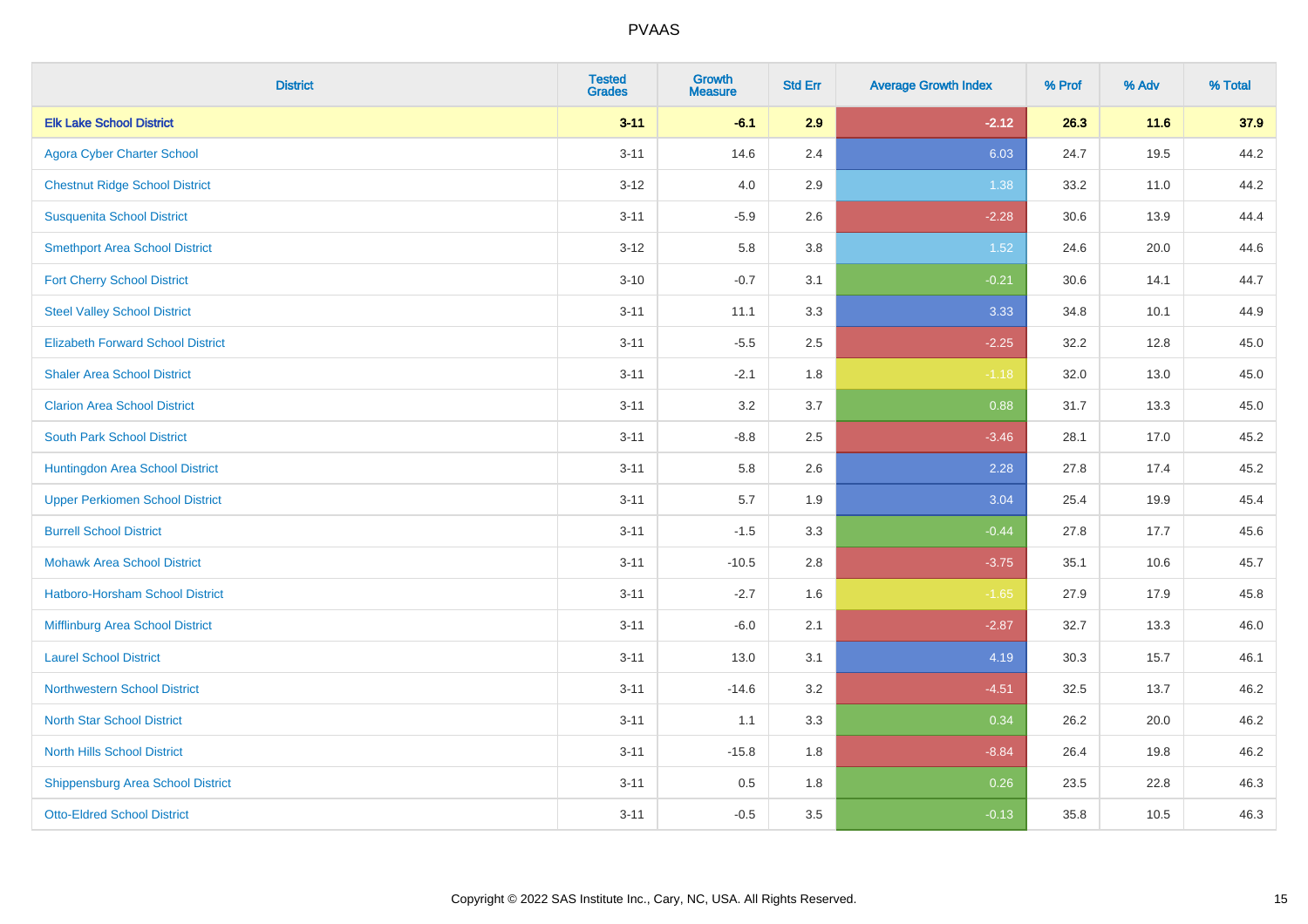# PVAAS

| District | Tested Grades | Growth Measure | Std Err | Average Growth Index | % Prof | % Adv | % Total |
|---|---|---|---|---|---|---|---|
| **Elk Lake School District** | **3-11** | **-6.1** | **2.9** | **-2.12** | **26.3** | **11.6** | **37.9** |
| Agora Cyber Charter School | 3-11 | 14.6 | 2.4 | 6.03 | 24.7 | 19.5 | 44.2 |
| Chestnut Ridge School District | 3-12 | 4.0 | 2.9 | 1.38 | 33.2 | 11.0 | 44.2 |
| Susquenita School District | 3-11 | -5.9 | 2.6 | -2.28 | 30.6 | 13.9 | 44.4 |
| Smethport Area School District | 3-12 | 5.8 | 3.8 | 1.52 | 24.6 | 20.0 | 44.6 |
| Fort Cherry School District | 3-10 | -0.7 | 3.1 | -0.21 | 30.6 | 14.1 | 44.7 |
| Steel Valley School District | 3-11 | 11.1 | 3.3 | 3.33 | 34.8 | 10.1 | 44.9 |
| Elizabeth Forward School District | 3-11 | -5.5 | 2.5 | -2.25 | 32.2 | 12.8 | 45.0 |
| Shaler Area School District | 3-11 | -2.1 | 1.8 | -1.18 | 32.0 | 13.0 | 45.0 |
| Clarion Area School District | 3-11 | 3.2 | 3.7 | 0.88 | 31.7 | 13.3 | 45.0 |
| South Park School District | 3-11 | -8.8 | 2.5 | -3.46 | 28.1 | 17.0 | 45.2 |
| Huntingdon Area School District | 3-11 | 5.8 | 2.6 | 2.28 | 27.8 | 17.4 | 45.2 |
| Upper Perkiomen School District | 3-11 | 5.7 | 1.9 | 3.04 | 25.4 | 19.9 | 45.4 |
| Burrell School District | 3-11 | -1.5 | 3.3 | -0.44 | 27.8 | 17.7 | 45.6 |
| Mohawk Area School District | 3-11 | -10.5 | 2.8 | -3.75 | 35.1 | 10.6 | 45.7 |
| Hatboro-Horsham School District | 3-11 | -2.7 | 1.6 | -1.65 | 27.9 | 17.9 | 45.8 |
| Mifflinburg Area School District | 3-11 | -6.0 | 2.1 | -2.87 | 32.7 | 13.3 | 46.0 |
| Laurel School District | 3-11 | 13.0 | 3.1 | 4.19 | 30.3 | 15.7 | 46.1 |
| Northwestern School District | 3-11 | -14.6 | 3.2 | -4.51 | 32.5 | 13.7 | 46.2 |
| North Star School District | 3-11 | 1.1 | 3.3 | 0.34 | 26.2 | 20.0 | 46.2 |
| North Hills School District | 3-11 | -15.8 | 1.8 | -8.84 | 26.4 | 19.8 | 46.2 |
| Shippensburg Area School District | 3-11 | 0.5 | 1.8 | 0.26 | 23.5 | 22.8 | 46.3 |
| Otto-Eldred School District | 3-11 | -0.5 | 3.5 | -0.13 | 35.8 | 10.5 | 46.3 |

Copyright © 2022 SAS Institute Inc., Cary, NC, USA. All Rights Reserved.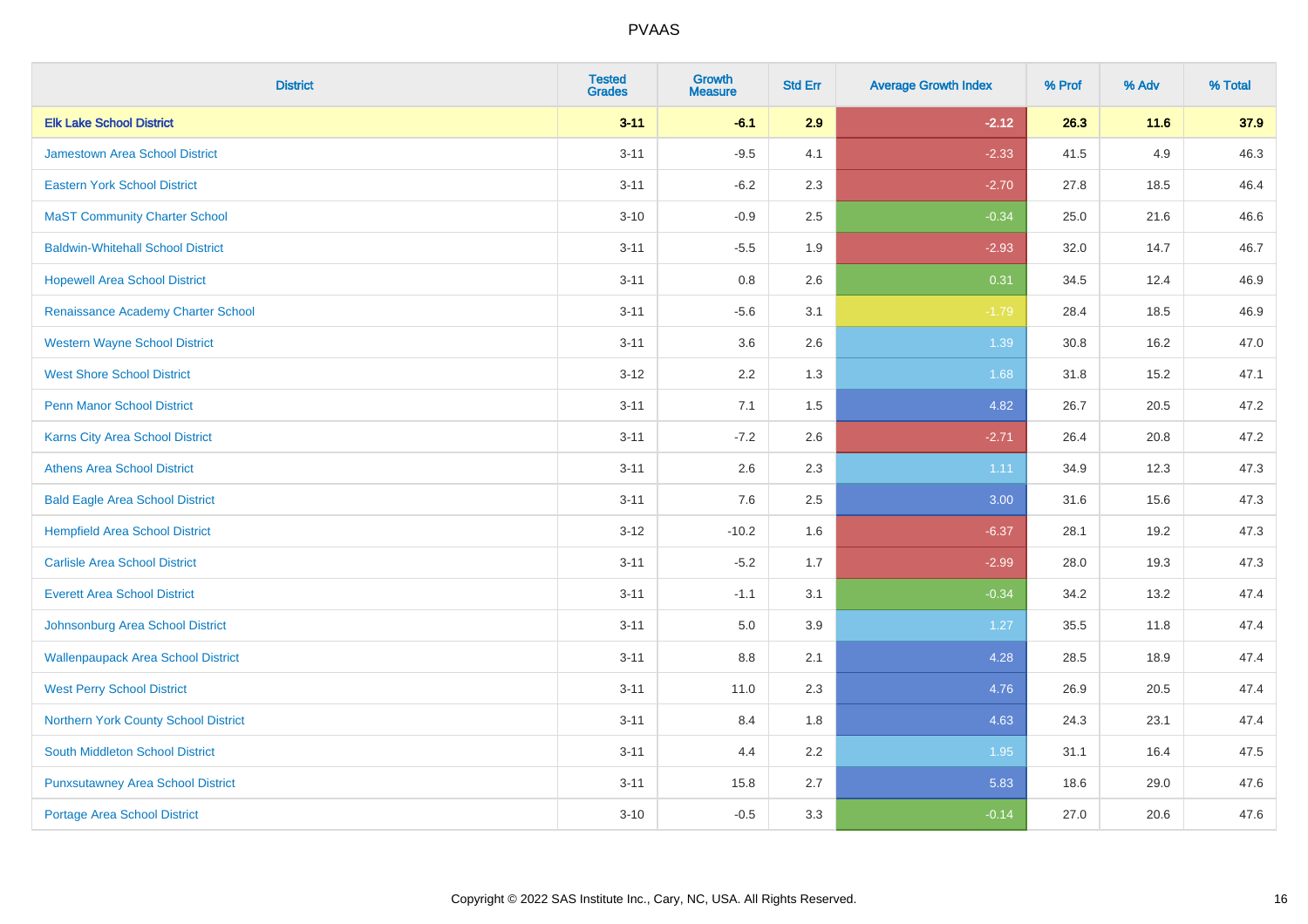# PVAAS

| District | Tested Grades | Growth Measure | Std Err | Average Growth Index | % Prof | % Adv | % Total |
|---|---|---|---|---|---|---|---|
| **Elk Lake School District** | **3-11** | **-6.1** | **2.9** | **-2.12** | **26.3** | **11.6** | **37.9** |
| Jamestown Area School District | 3-11 | -9.5 | 4.1 | -2.33 | 41.5 | 4.9 | 46.3 |
| Eastern York School District | 3-11 | -6.2 | 2.3 | -2.70 | 27.8 | 18.5 | 46.4 |
| MaST Community Charter School | 3-10 | -0.9 | 2.5 | -0.34 | 25.0 | 21.6 | 46.6 |
| Baldwin-Whitehall School District | 3-11 | -5.5 | 1.9 | -2.93 | 32.0 | 14.7 | 46.7 |
| Hopewell Area School District | 3-11 | 0.8 | 2.6 | 0.31 | 34.5 | 12.4 | 46.9 |
| Renaissance Academy Charter School | 3-11 | -5.6 | 3.1 | -1.79 | 28.4 | 18.5 | 46.9 |
| Western Wayne School District | 3-11 | 3.6 | 2.6 | 1.39 | 30.8 | 16.2 | 47.0 |
| West Shore School District | 3-12 | 2.2 | 1.3 | 1.68 | 31.8 | 15.2 | 47.1 |
| Penn Manor School District | 3-11 | 7.1 | 1.5 | 4.82 | 26.7 | 20.5 | 47.2 |
| Karns City Area School District | 3-11 | -7.2 | 2.6 | -2.71 | 26.4 | 20.8 | 47.2 |
| Athens Area School District | 3-11 | 2.6 | 2.3 | 1.11 | 34.9 | 12.3 | 47.3 |
| Bald Eagle Area School District | 3-11 | 7.6 | 2.5 | 3.00 | 31.6 | 15.6 | 47.3 |
| Hempfield Area School District | 3-12 | -10.2 | 1.6 | -6.37 | 28.1 | 19.2 | 47.3 |
| Carlisle Area School District | 3-11 | -5.2 | 1.7 | -2.99 | 28.0 | 19.3 | 47.3 |
| Everett Area School District | 3-11 | -1.1 | 3.1 | -0.34 | 34.2 | 13.2 | 47.4 |
| Johnsonburg Area School District | 3-11 | 5.0 | 3.9 | 1.27 | 35.5 | 11.8 | 47.4 |
| Wallenpaupack Area School District | 3-11 | 8.8 | 2.1 | 4.28 | 28.5 | 18.9 | 47.4 |
| West Perry School District | 3-11 | 11.0 | 2.3 | 4.76 | 26.9 | 20.5 | 47.4 |
| Northern York County School District | 3-11 | 8.4 | 1.8 | 4.63 | 24.3 | 23.1 | 47.4 |
| South Middleton School District | 3-11 | 4.4 | 2.2 | 1.95 | 31.1 | 16.4 | 47.5 |
| Punxsutawney Area School District | 3-11 | 15.8 | 2.7 | 5.83 | 18.6 | 29.0 | 47.6 |
| Portage Area School District | 3-10 | -0.5 | 3.3 | -0.14 | 27.0 | 20.6 | 47.6 |

Copyright © 2022 SAS Institute Inc., Cary, NC, USA. All Rights Reserved.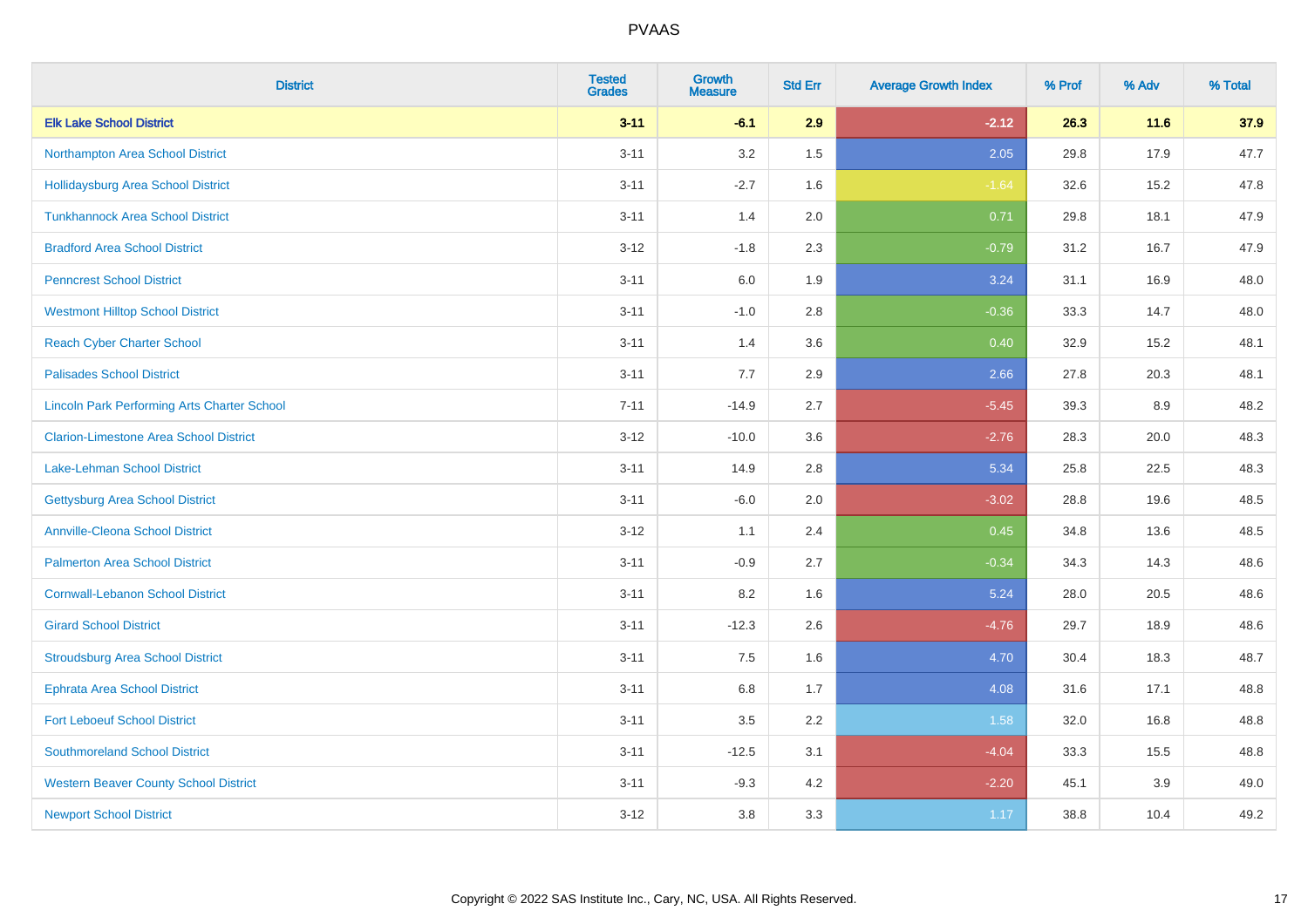# PVAAS

| District | Tested Grades | Growth Measure | Std Err | Average Growth Index | % Prof | % Adv | % Total |
|---|---|---|---|---|---|---|---|
| **Elk Lake School District** | **3-11** | **-6.1** | **2.9** | **-2.12** | **26.3** | **11.6** | **37.9** |
| Northampton Area School District | 3-11 | 3.2 | 1.5 | 2.05 | 29.8 | 17.9 | 47.7 |
| Hollidaysburg Area School District | 3-11 | -2.7 | 1.6 | -1.64 | 32.6 | 15.2 | 47.8 |
| Tunkhannock Area School District | 3-11 | 1.4 | 2.0 | 0.71 | 29.8 | 18.1 | 47.9 |
| Bradford Area School District | 3-12 | -1.8 | 2.3 | -0.79 | 31.2 | 16.7 | 47.9 |
| Penncrest School District | 3-11 | 6.0 | 1.9 | 3.24 | 31.1 | 16.9 | 48.0 |
| Westmont Hilltop School District | 3-11 | -1.0 | 2.8 | -0.36 | 33.3 | 14.7 | 48.0 |
| Reach Cyber Charter School | 3-11 | 1.4 | 3.6 | 0.40 | 32.9 | 15.2 | 48.1 |
| Palisades School District | 3-11 | 7.7 | 2.9 | 2.66 | 27.8 | 20.3 | 48.1 |
| Lincoln Park Performing Arts Charter School | 7-11 | -14.9 | 2.7 | -5.45 | 39.3 | 8.9 | 48.2 |
| Clarion-Limestone Area School District | 3-12 | -10.0 | 3.6 | -2.76 | 28.3 | 20.0 | 48.3 |
| Lake-Lehman School District | 3-11 | 14.9 | 2.8 | 5.34 | 25.8 | 22.5 | 48.3 |
| Gettysburg Area School District | 3-11 | -6.0 | 2.0 | -3.02 | 28.8 | 19.6 | 48.5 |
| Annville-Cleona School District | 3-12 | 1.1 | 2.4 | 0.45 | 34.8 | 13.6 | 48.5 |
| Palmerton Area School District | 3-11 | -0.9 | 2.7 | -0.34 | 34.3 | 14.3 | 48.6 |
| Cornwall-Lebanon School District | 3-11 | 8.2 | 1.6 | 5.24 | 28.0 | 20.5 | 48.6 |
| Girard School District | 3-11 | -12.3 | 2.6 | -4.76 | 29.7 | 18.9 | 48.6 |
| Stroudsburg Area School District | 3-11 | 7.5 | 1.6 | 4.70 | 30.4 | 18.3 | 48.7 |
| Ephrata Area School District | 3-11 | 6.8 | 1.7 | 4.08 | 31.6 | 17.1 | 48.8 |
| Fort Leboeuf School District | 3-11 | 3.5 | 2.2 | 1.58 | 32.0 | 16.8 | 48.8 |
| Southmoreland School District | 3-11 | -12.5 | 3.1 | -4.04 | 33.3 | 15.5 | 48.8 |
| Western Beaver County School District | 3-11 | -9.3 | 4.2 | -2.20 | 45.1 | 3.9 | 49.0 |
| Newport School District | 3-12 | 3.8 | 3.3 | 1.17 | 38.8 | 10.4 | 49.2 |

Copyright © 2022 SAS Institute Inc., Cary, NC, USA. All Rights Reserved.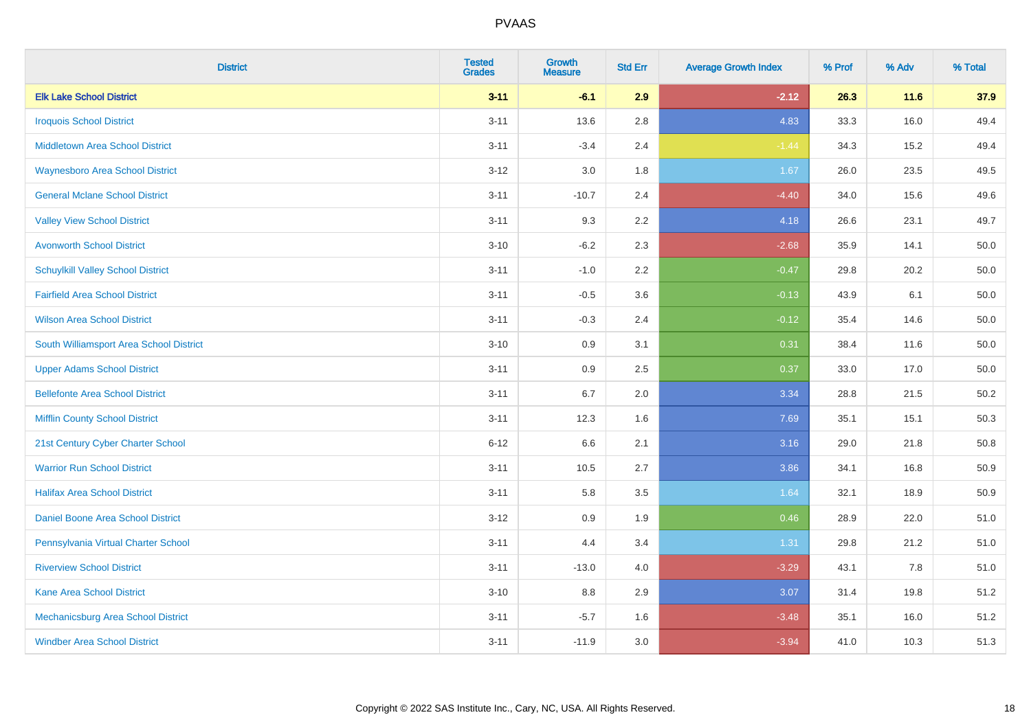| District | Tested Grades | Growth Measure | Std Err | Average Growth Index | % Prof | % Adv | % Total |
|---|---|---|---|---|---|---|---|
| **Elk Lake School District** | **3-11** | **-6.1** | **2.9** | **-2.12** | **26.3** | **11.6** | **37.9** |
| Iroquois School District | 3-11 | 13.6 | 2.8 | 4.83 | 33.3 | 16.0 | 49.4 |
| Middletown Area School District | 3-11 | -3.4 | 2.4 | -1.44 | 34.3 | 15.2 | 49.4 |
| Waynesboro Area School District | 3-12 | 3.0 | 1.8 | 1.67 | 26.0 | 23.5 | 49.5 |
| General Mclane School District | 3-11 | -10.7 | 2.4 | -4.40 | 34.0 | 15.6 | 49.6 |
| Valley View School District | 3-11 | 9.3 | 2.2 | 4.18 | 26.6 | 23.1 | 49.7 |
| Avonworth School District | 3-10 | -6.2 | 2.3 | -2.68 | 35.9 | 14.1 | 50.0 |
| Schuylkill Valley School District | 3-11 | -1.0 | 2.2 | -0.47 | 29.8 | 20.2 | 50.0 |
| Fairfield Area School District | 3-11 | -0.5 | 3.6 | -0.13 | 43.9 | 6.1 | 50.0 |
| Wilson Area School District | 3-11 | -0.3 | 2.4 | -0.12 | 35.4 | 14.6 | 50.0 |
| South Williamsport Area School District | 3-10 | 0.9 | 3.1 | 0.31 | 38.4 | 11.6 | 50.0 |
| Upper Adams School District | 3-11 | 0.9 | 2.5 | 0.37 | 33.0 | 17.0 | 50.0 |
| Bellefonte Area School District | 3-11 | 6.7 | 2.0 | 3.34 | 28.8 | 21.5 | 50.2 |
| Mifflin County School District | 3-11 | 12.3 | 1.6 | 7.69 | 35.1 | 15.1 | 50.3 |
| 21st Century Cyber Charter School | 6-12 | 6.6 | 2.1 | 3.16 | 29.0 | 21.8 | 50.8 |
| Warrior Run School District | 3-11 | 10.5 | 2.7 | 3.86 | 34.1 | 16.8 | 50.9 |
| Halifax Area School District | 3-11 | 5.8 | 3.5 | 1.64 | 32.1 | 18.9 | 50.9 |
| Daniel Boone Area School District | 3-12 | 0.9 | 1.9 | 0.46 | 28.9 | 22.0 | 51.0 |
| Pennsylvania Virtual Charter School | 3-11 | 4.4 | 3.4 | 1.31 | 29.8 | 21.2 | 51.0 |
| Riverview School District | 3-11 | -13.0 | 4.0 | -3.29 | 43.1 | 7.8 | 51.0 |
| Kane Area School District | 3-10 | 8.8 | 2.9 | 3.07 | 31.4 | 19.8 | 51.2 |
| Mechanicsburg Area School District | 3-11 | -5.7 | 1.6 | -3.48 | 35.1 | 16.0 | 51.2 |
| Windber Area School District | 3-11 | -11.9 | 3.0 | -3.94 | 41.0 | 10.3 | 51.3 |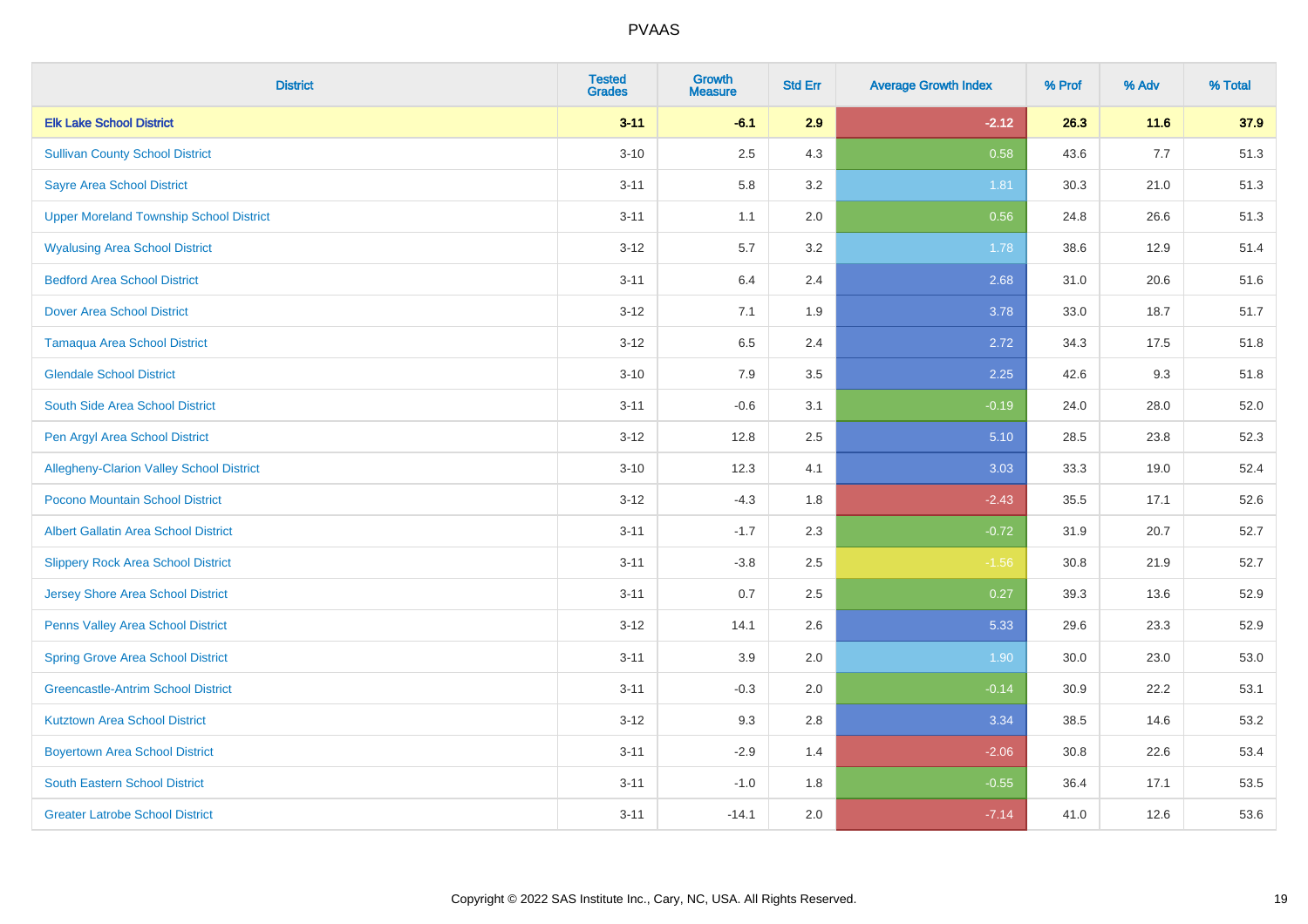| District | Tested Grades | Growth Measure | Std Err | Average Growth Index | % Prof | % Adv | % Total |
|---|---|---|---|---|---|---|---|
| **Elk Lake School District** | **3-11** | **-6.1** | **2.9** | **-2.12** | **26.3** | **11.6** | **37.9** |
| Sullivan County School District | 3-10 | 2.5 | 4.3 | 0.58 | 43.6 | 7.7 | 51.3 |
| Sayre Area School District | 3-11 | 5.8 | 3.2 | 1.81 | 30.3 | 21.0 | 51.3 |
| Upper Moreland Township School District | 3-11 | 1.1 | 2.0 | 0.56 | 24.8 | 26.6 | 51.3 |
| Wyalusing Area School District | 3-12 | 5.7 | 3.2 | 1.78 | 38.6 | 12.9 | 51.4 |
| Bedford Area School District | 3-11 | 6.4 | 2.4 | 2.68 | 31.0 | 20.6 | 51.6 |
| Dover Area School District | 3-12 | 7.1 | 1.9 | 3.78 | 33.0 | 18.7 | 51.7 |
| Tamaqua Area School District | 3-12 | 6.5 | 2.4 | 2.72 | 34.3 | 17.5 | 51.8 |
| Glendale School District | 3-10 | 7.9 | 3.5 | 2.25 | 42.6 | 9.3 | 51.8 |
| South Side Area School District | 3-11 | -0.6 | 3.1 | -0.19 | 24.0 | 28.0 | 52.0 |
| Pen Argyl Area School District | 3-12 | 12.8 | 2.5 | 5.10 | 28.5 | 23.8 | 52.3 |
| Allegheny-Clarion Valley School District | 3-10 | 12.3 | 4.1 | 3.03 | 33.3 | 19.0 | 52.4 |
| Pocono Mountain School District | 3-12 | -4.3 | 1.8 | -2.43 | 35.5 | 17.1 | 52.6 |
| Albert Gallatin Area School District | 3-11 | -1.7 | 2.3 | -0.72 | 31.9 | 20.7 | 52.7 |
| Slippery Rock Area School District | 3-11 | -3.8 | 2.5 | -1.56 | 30.8 | 21.9 | 52.7 |
| Jersey Shore Area School District | 3-11 | 0.7 | 2.5 | 0.27 | 39.3 | 13.6 | 52.9 |
| Penns Valley Area School District | 3-12 | 14.1 | 2.6 | 5.33 | 29.6 | 23.3 | 52.9 |
| Spring Grove Area School District | 3-11 | 3.9 | 2.0 | 1.90 | 30.0 | 23.0 | 53.0 |
| Greencastle-Antrim School District | 3-11 | -0.3 | 2.0 | -0.14 | 30.9 | 22.2 | 53.1 |
| Kutztown Area School District | 3-12 | 9.3 | 2.8 | 3.34 | 38.5 | 14.6 | 53.2 |
| Boyertown Area School District | 3-11 | -2.9 | 1.4 | -2.06 | 30.8 | 22.6 | 53.4 |
| South Eastern School District | 3-11 | -1.0 | 1.8 | -0.55 | 36.4 | 17.1 | 53.5 |
| Greater Latrobe School District | 3-11 | -14.1 | 2.0 | -7.14 | 41.0 | 12.6 | 53.6 |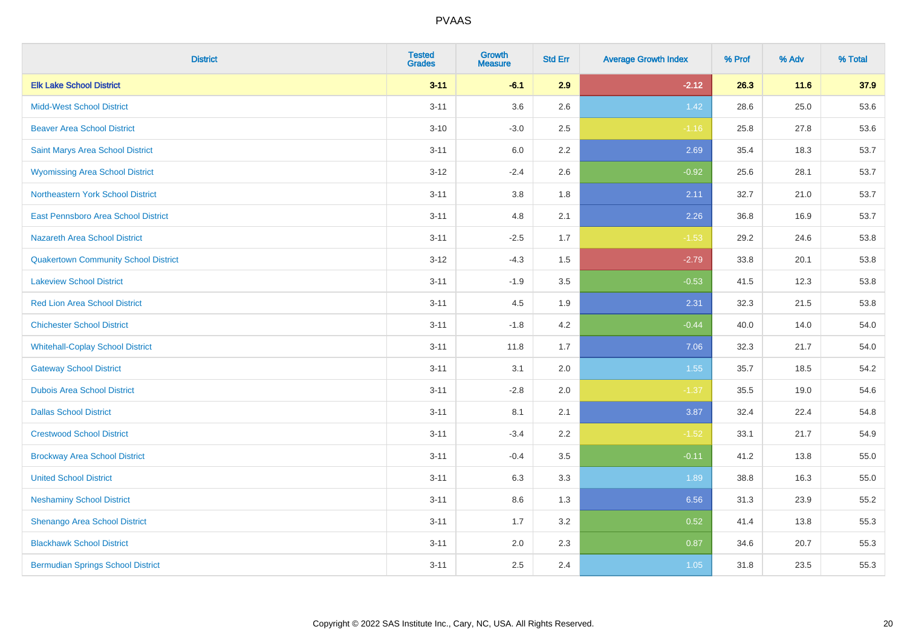PVAAS

| District | Tested Grades | Growth Measure | Std Err | Average Growth Index | % Prof | % Adv | % Total |
|---|---|---|---|---|---|---|---|
| **Elk Lake School District** | **3-11** | **-6.1** | **2.9** | **-2.12** | **26.3** | **11.6** | **37.9** |
| Midd-West School District | 3-11 | 3.6 | 2.6 | 1.42 | 28.6 | 25.0 | 53.6 |
| Beaver Area School District | 3-10 | -3.0 | 2.5 | -1.16 | 25.8 | 27.8 | 53.6 |
| Saint Marys Area School District | 3-11 | 6.0 | 2.2 | 2.69 | 35.4 | 18.3 | 53.7 |
| Wyomissing Area School District | 3-12 | -2.4 | 2.6 | -0.92 | 25.6 | 28.1 | 53.7 |
| Northeastern York School District | 3-11 | 3.8 | 1.8 | 2.11 | 32.7 | 21.0 | 53.7 |
| East Pennsboro Area School District | 3-11 | 4.8 | 2.1 | 2.26 | 36.8 | 16.9 | 53.7 |
| Nazareth Area School District | 3-11 | -2.5 | 1.7 | -1.53 | 29.2 | 24.6 | 53.8 |
| Quakertown Community School District | 3-12 | -4.3 | 1.5 | -2.79 | 33.8 | 20.1 | 53.8 |
| Lakeview School District | 3-11 | -1.9 | 3.5 | -0.53 | 41.5 | 12.3 | 53.8 |
| Red Lion Area School District | 3-11 | 4.5 | 1.9 | 2.31 | 32.3 | 21.5 | 53.8 |
| Chichester School District | 3-11 | -1.8 | 4.2 | -0.44 | 40.0 | 14.0 | 54.0 |
| Whitehall-Coplay School District | 3-11 | 11.8 | 1.7 | 7.06 | 32.3 | 21.7 | 54.0 |
| Gateway School District | 3-11 | 3.1 | 2.0 | 1.55 | 35.7 | 18.5 | 54.2 |
| Dubois Area School District | 3-11 | -2.8 | 2.0 | -1.37 | 35.5 | 19.0 | 54.6 |
| Dallas School District | 3-11 | 8.1 | 2.1 | 3.87 | 32.4 | 22.4 | 54.8 |
| Crestwood School District | 3-11 | -3.4 | 2.2 | -1.52 | 33.1 | 21.7 | 54.9 |
| Brockway Area School District | 3-11 | -0.4 | 3.5 | -0.11 | 41.2 | 13.8 | 55.0 |
| United School District | 3-11 | 6.3 | 3.3 | 1.89 | 38.8 | 16.3 | 55.0 |
| Neshaminy School District | 3-11 | 8.6 | 1.3 | 6.56 | 31.3 | 23.9 | 55.2 |
| Shenango Area School District | 3-11 | 1.7 | 3.2 | 0.52 | 41.4 | 13.8 | 55.3 |
| Blackhawk School District | 3-11 | 2.0 | 2.3 | 0.87 | 34.6 | 20.7 | 55.3 |
| Bermudian Springs School District | 3-11 | 2.5 | 2.4 | 1.05 | 31.8 | 23.5 | 55.3 |

Copyright © 2022 SAS Institute Inc., Cary, NC, USA. All Rights Reserved.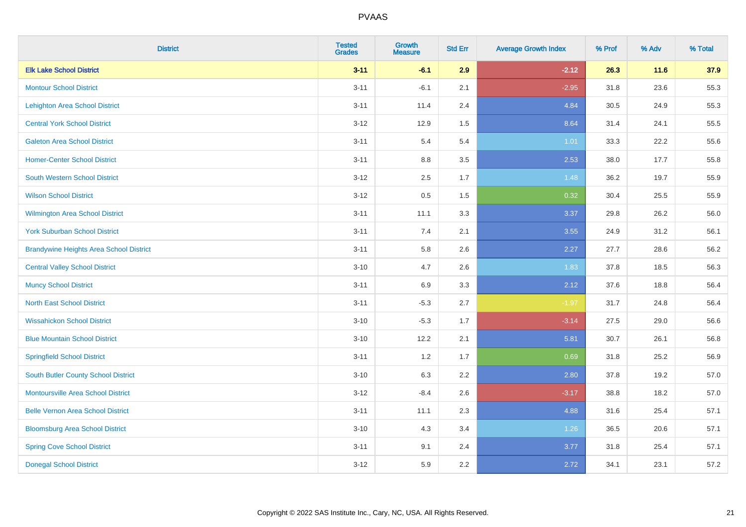PVAAS

| District | Tested Grades | Growth Measure | Std Err | Average Growth Index | % Prof | % Adv | % Total |
|---|---|---|---|---|---|---|---|
| **Elk Lake School District** | **3-11** | **-6.1** | **2.9** | **-2.12** | **26.3** | **11.6** | **37.9** |
| Montour School District | 3-11 | -6.1 | 2.1 | -2.95 | 31.8 | 23.6 | 55.3 |
| Lehighton Area School District | 3-11 | 11.4 | 2.4 | 4.84 | 30.5 | 24.9 | 55.3 |
| Central York School District | 3-12 | 12.9 | 1.5 | 8.64 | 31.4 | 24.1 | 55.5 |
| Galeton Area School District | 3-11 | 5.4 | 5.4 | 1.01 | 33.3 | 22.2 | 55.6 |
| Homer-Center School District | 3-11 | 8.8 | 3.5 | 2.53 | 38.0 | 17.7 | 55.8 |
| South Western School District | 3-12 | 2.5 | 1.7 | 1.48 | 36.2 | 19.7 | 55.9 |
| Wilson School District | 3-12 | 0.5 | 1.5 | 0.32 | 30.4 | 25.5 | 55.9 |
| Wilmington Area School District | 3-11 | 11.1 | 3.3 | 3.37 | 29.8 | 26.2 | 56.0 |
| York Suburban School District | 3-11 | 7.4 | 2.1 | 3.55 | 24.9 | 31.2 | 56.1 |
| Brandywine Heights Area School District | 3-11 | 5.8 | 2.6 | 2.27 | 27.7 | 28.6 | 56.2 |
| Central Valley School District | 3-10 | 4.7 | 2.6 | 1.83 | 37.8 | 18.5 | 56.3 |
| Muncy School District | 3-11 | 6.9 | 3.3 | 2.12 | 37.6 | 18.8 | 56.4 |
| North East School District | 3-11 | -5.3 | 2.7 | -1.97 | 31.7 | 24.8 | 56.4 |
| Wissahickon School District | 3-10 | -5.3 | 1.7 | -3.14 | 27.5 | 29.0 | 56.6 |
| Blue Mountain School District | 3-10 | 12.2 | 2.1 | 5.81 | 30.7 | 26.1 | 56.8 |
| Springfield School District | 3-11 | 1.2 | 1.7 | 0.69 | 31.8 | 25.2 | 56.9 |
| South Butler County School District | 3-10 | 6.3 | 2.2 | 2.80 | 37.8 | 19.2 | 57.0 |
| Montoursville Area School District | 3-12 | -8.4 | 2.6 | -3.17 | 38.8 | 18.2 | 57.0 |
| Belle Vernon Area School District | 3-11 | 11.1 | 2.3 | 4.88 | 31.6 | 25.4 | 57.1 |
| Bloomsburg Area School District | 3-10 | 4.3 | 3.4 | 1.26 | 36.5 | 20.6 | 57.1 |
| Spring Cove School District | 3-11 | 9.1 | 2.4 | 3.77 | 31.8 | 25.4 | 57.1 |
| Donegal School District | 3-12 | 5.9 | 2.2 | 2.72 | 34.1 | 23.1 | 57.2 |

Copyright © 2022 SAS Institute Inc., Cary, NC, USA. All Rights Reserved.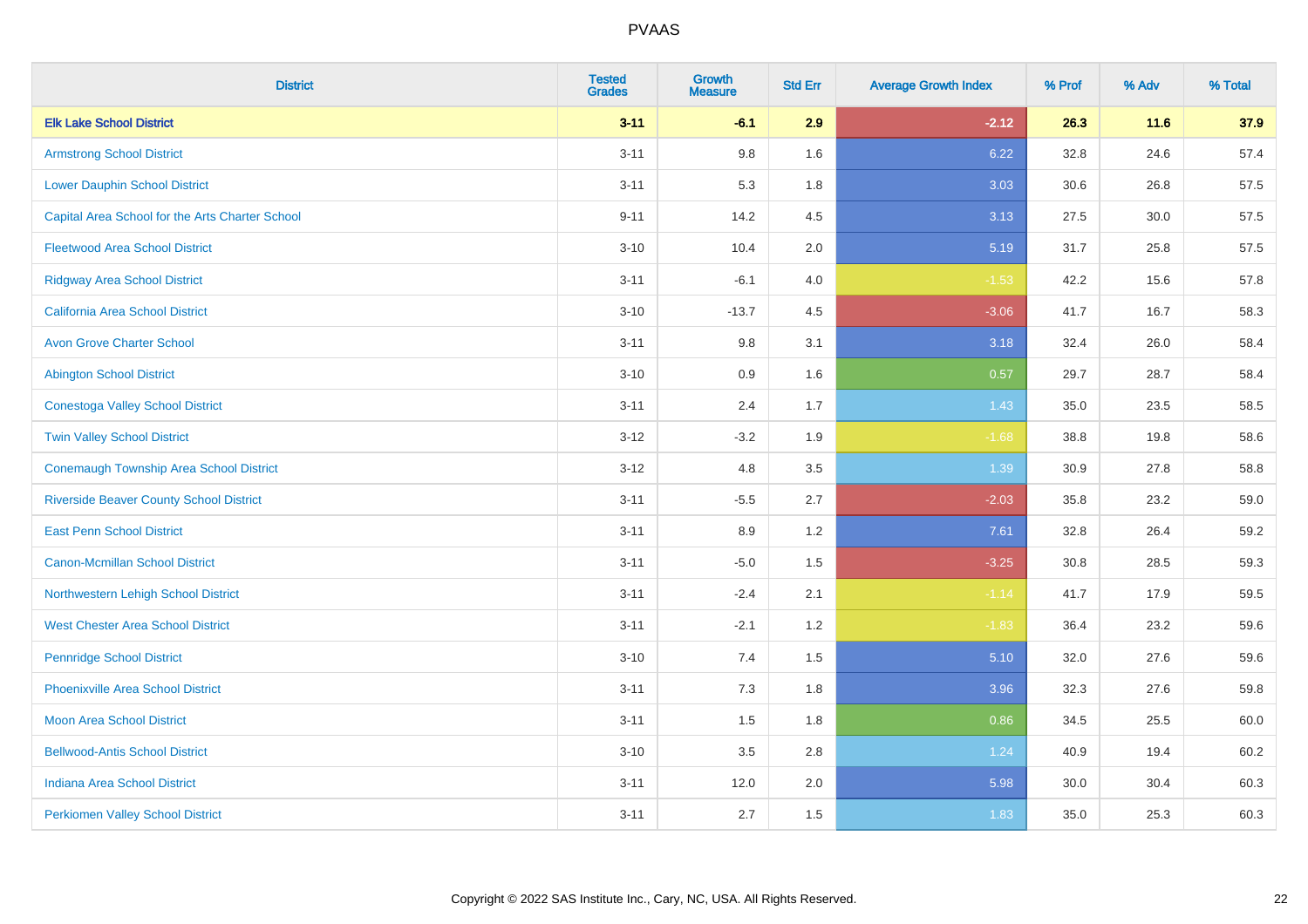| District | Tested Grades | Growth Measure | Std Err | Average Growth Index | % Prof | % Adv | % Total |
|---|---|---|---|---|---|---|---|
| **Elk Lake School District** | **3-11** | **-6.1** | **2.9** | **-2.12** | **26.3** | **11.6** | **37.9** |
| Armstrong School District | 3-11 | 9.8 | 1.6 | 6.22 | 32.8 | 24.6 | 57.4 |
| Lower Dauphin School District | 3-11 | 5.3 | 1.8 | 3.03 | 30.6 | 26.8 | 57.5 |
| Capital Area School for the Arts Charter School | 9-11 | 14.2 | 4.5 | 3.13 | 27.5 | 30.0 | 57.5 |
| Fleetwood Area School District | 3-10 | 10.4 | 2.0 | 5.19 | 31.7 | 25.8 | 57.5 |
| Ridgway Area School District | 3-11 | -6.1 | 4.0 | -1.53 | 42.2 | 15.6 | 57.8 |
| California Area School District | 3-10 | -13.7 | 4.5 | -3.06 | 41.7 | 16.7 | 58.3 |
| Avon Grove Charter School | 3-11 | 9.8 | 3.1 | 3.18 | 32.4 | 26.0 | 58.4 |
| Abington School District | 3-10 | 0.9 | 1.6 | 0.57 | 29.7 | 28.7 | 58.4 |
| Conestoga Valley School District | 3-11 | 2.4 | 1.7 | 1.43 | 35.0 | 23.5 | 58.5 |
| Twin Valley School District | 3-12 | -3.2 | 1.9 | -1.68 | 38.8 | 19.8 | 58.6 |
| Conemaugh Township Area School District | 3-12 | 4.8 | 3.5 | 1.39 | 30.9 | 27.8 | 58.8 |
| Riverside Beaver County School District | 3-11 | -5.5 | 2.7 | -2.03 | 35.8 | 23.2 | 59.0 |
| East Penn School District | 3-11 | 8.9 | 1.2 | 7.61 | 32.8 | 26.4 | 59.2 |
| Canon-Mcmillan School District | 3-11 | -5.0 | 1.5 | -3.25 | 30.8 | 28.5 | 59.3 |
| Northwestern Lehigh School District | 3-11 | -2.4 | 2.1 | -1.14 | 41.7 | 17.9 | 59.5 |
| West Chester Area School District | 3-11 | -2.1 | 1.2 | -1.83 | 36.4 | 23.2 | 59.6 |
| Pennridge School District | 3-10 | 7.4 | 1.5 | 5.10 | 32.0 | 27.6 | 59.6 |
| Phoenixville Area School District | 3-11 | 7.3 | 1.8 | 3.96 | 32.3 | 27.6 | 59.8 |
| Moon Area School District | 3-11 | 1.5 | 1.8 | 0.86 | 34.5 | 25.5 | 60.0 |
| Bellwood-Antis School District | 3-10 | 3.5 | 2.8 | 1.24 | 40.9 | 19.4 | 60.2 |
| Indiana Area School District | 3-11 | 12.0 | 2.0 | 5.98 | 30.0 | 30.4 | 60.3 |
| Perkiomen Valley School District | 3-11 | 2.7 | 1.5 | 1.83 | 35.0 | 25.3 | 60.3 |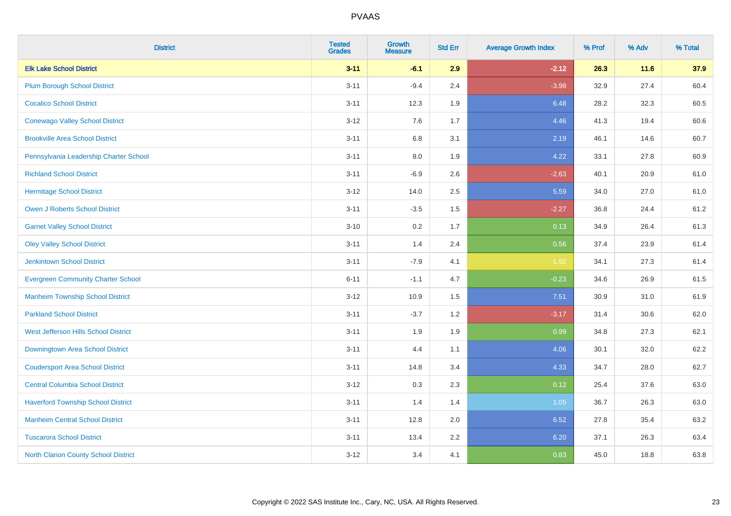| District | Tested Grades | Growth Measure | Std Err | Average Growth Index | % Prof | % Adv | % Total |
|---|---|---|---|---|---|---|---|
| **Elk Lake School District** | **3-11** | **-6.1** | **2.9** | **-2.12** | **26.3** | **11.6** | **37.9** |
| Plum Borough School District | 3-11 | -9.4 | 2.4 | -3.98 | 32.9 | 27.4 | 60.4 |
| Cocalico School District | 3-11 | 12.3 | 1.9 | 6.48 | 28.2 | 32.3 | 60.5 |
| Conewago Valley School District | 3-12 | 7.6 | 1.7 | 4.46 | 41.3 | 19.4 | 60.6 |
| Brookville Area School District | 3-11 | 6.8 | 3.1 | 2.19 | 46.1 | 14.6 | 60.7 |
| Pennsylvania Leadership Charter School | 3-11 | 8.0 | 1.9 | 4.22 | 33.1 | 27.8 | 60.9 |
| Richland School District | 3-11 | -6.9 | 2.6 | -2.63 | 40.1 | 20.9 | 61.0 |
| Hermitage School District | 3-12 | 14.0 | 2.5 | 5.59 | 34.0 | 27.0 | 61.0 |
| Owen J Roberts School District | 3-11 | -3.5 | 1.5 | -2.27 | 36.8 | 24.4 | 61.2 |
| Garnet Valley School District | 3-10 | 0.2 | 1.7 | 0.13 | 34.9 | 26.4 | 61.3 |
| Oley Valley School District | 3-11 | 1.4 | 2.4 | 0.56 | 37.4 | 23.9 | 61.4 |
| Jenkintown School District | 3-11 | -7.9 | 4.1 | -1.92 | 34.1 | 27.3 | 61.4 |
| Evergreen Community Charter School | 6-11 | -1.1 | 4.7 | -0.23 | 34.6 | 26.9 | 61.5 |
| Manheim Township School District | 3-12 | 10.9 | 1.5 | 7.51 | 30.9 | 31.0 | 61.9 |
| Parkland School District | 3-11 | -3.7 | 1.2 | -3.17 | 31.4 | 30.6 | 62.0 |
| West Jefferson Hills School District | 3-11 | 1.9 | 1.9 | 0.99 | 34.8 | 27.3 | 62.1 |
| Downingtown Area School District | 3-11 | 4.4 | 1.1 | 4.06 | 30.1 | 32.0 | 62.2 |
| Coudersport Area School District | 3-11 | 14.8 | 3.4 | 4.33 | 34.7 | 28.0 | 62.7 |
| Central Columbia School District | 3-12 | 0.3 | 2.3 | 0.12 | 25.4 | 37.6 | 63.0 |
| Haverford Township School District | 3-11 | 1.4 | 1.4 | 1.05 | 36.7 | 26.3 | 63.0 |
| Manheim Central School District | 3-11 | 12.8 | 2.0 | 6.52 | 27.8 | 35.4 | 63.2 |
| Tuscarora School District | 3-11 | 13.4 | 2.2 | 6.20 | 37.1 | 26.3 | 63.4 |
| North Clarion County School District | 3-12 | 3.4 | 4.1 | 0.83 | 45.0 | 18.8 | 63.8 |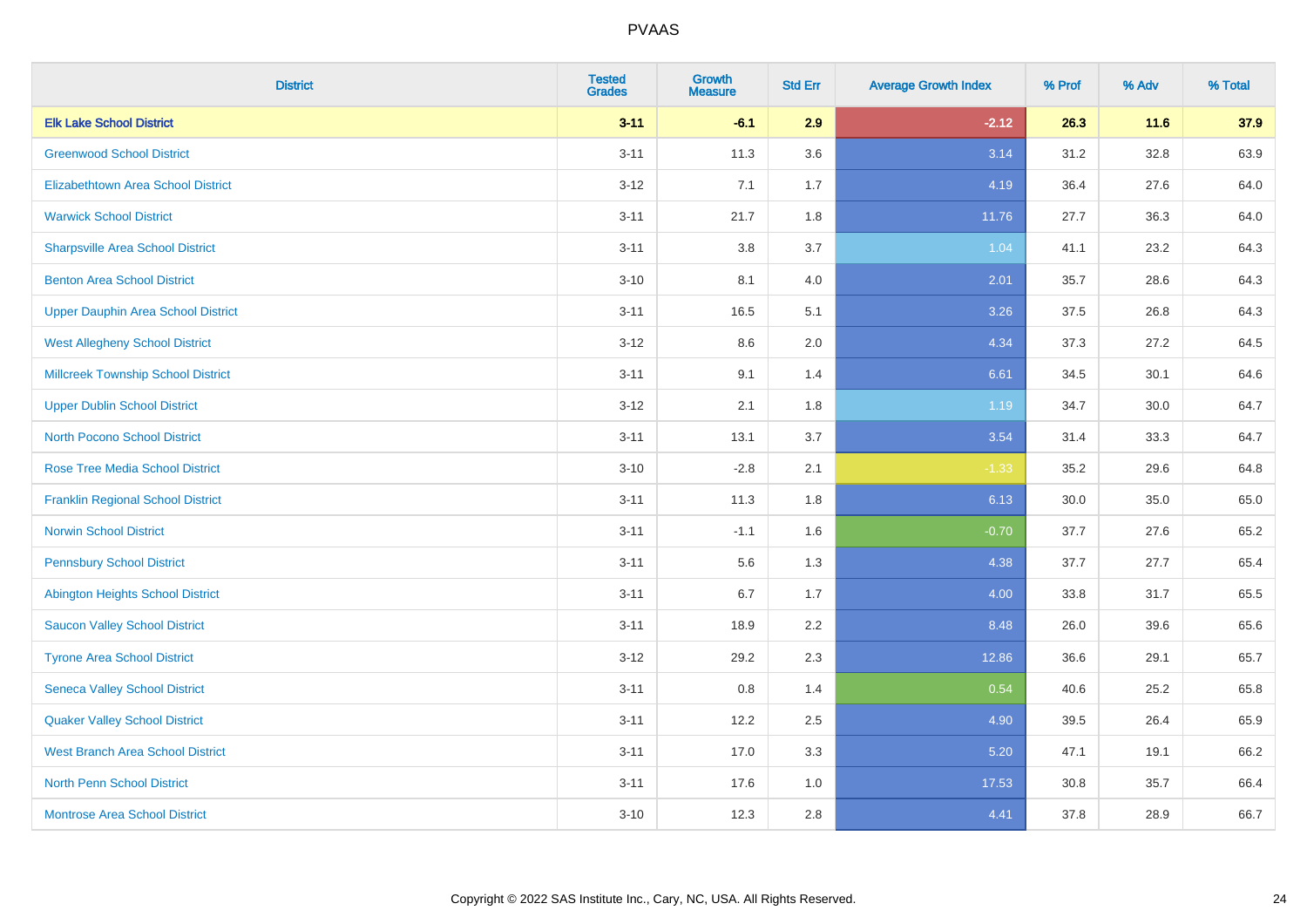# PVAAS

| District | Tested Grades | Growth Measure | Std Err | Average Growth Index | % Prof | % Adv | % Total |
|---|---|---|---|---|---|---|---|
| **Elk Lake School District** | **3-11** | **-6.1** | **2.9** | **-2.12** | **26.3** | **11.6** | **37.9** |
| Greenwood School District | 3-11 | 11.3 | 3.6 | 3.14 | 31.2 | 32.8 | 63.9 |
| Elizabethtown Area School District | 3-12 | 7.1 | 1.7 | 4.19 | 36.4 | 27.6 | 64.0 |
| Warwick School District | 3-11 | 21.7 | 1.8 | 11.76 | 27.7 | 36.3 | 64.0 |
| Sharpsville Area School District | 3-11 | 3.8 | 3.7 | 1.04 | 41.1 | 23.2 | 64.3 |
| Benton Area School District | 3-10 | 8.1 | 4.0 | 2.01 | 35.7 | 28.6 | 64.3 |
| Upper Dauphin Area School District | 3-11 | 16.5 | 5.1 | 3.26 | 37.5 | 26.8 | 64.3 |
| West Allegheny School District | 3-12 | 8.6 | 2.0 | 4.34 | 37.3 | 27.2 | 64.5 |
| Millcreek Township School District | 3-11 | 9.1 | 1.4 | 6.61 | 34.5 | 30.1 | 64.6 |
| Upper Dublin School District | 3-12 | 2.1 | 1.8 | 1.19 | 34.7 | 30.0 | 64.7 |
| North Pocono School District | 3-11 | 13.1 | 3.7 | 3.54 | 31.4 | 33.3 | 64.7 |
| Rose Tree Media School District | 3-10 | -2.8 | 2.1 | -1.33 | 35.2 | 29.6 | 64.8 |
| Franklin Regional School District | 3-11 | 11.3 | 1.8 | 6.13 | 30.0 | 35.0 | 65.0 |
| Norwin School District | 3-11 | -1.1 | 1.6 | -0.70 | 37.7 | 27.6 | 65.2 |
| Pennsbury School District | 3-11 | 5.6 | 1.3 | 4.38 | 37.7 | 27.7 | 65.4 |
| Abington Heights School District | 3-11 | 6.7 | 1.7 | 4.00 | 33.8 | 31.7 | 65.5 |
| Saucon Valley School District | 3-11 | 18.9 | 2.2 | 8.48 | 26.0 | 39.6 | 65.6 |
| Tyrone Area School District | 3-12 | 29.2 | 2.3 | 12.86 | 36.6 | 29.1 | 65.7 |
| Seneca Valley School District | 3-11 | 0.8 | 1.4 | 0.54 | 40.6 | 25.2 | 65.8 |
| Quaker Valley School District | 3-11 | 12.2 | 2.5 | 4.90 | 39.5 | 26.4 | 65.9 |
| West Branch Area School District | 3-11 | 17.0 | 3.3 | 5.20 | 47.1 | 19.1 | 66.2 |
| North Penn School District | 3-11 | 17.6 | 1.0 | 17.53 | 30.8 | 35.7 | 66.4 |
| Montrose Area School District | 3-10 | 12.3 | 2.8 | 4.41 | 37.8 | 28.9 | 66.7 |

Copyright © 2022 SAS Institute Inc., Cary, NC, USA. All Rights Reserved.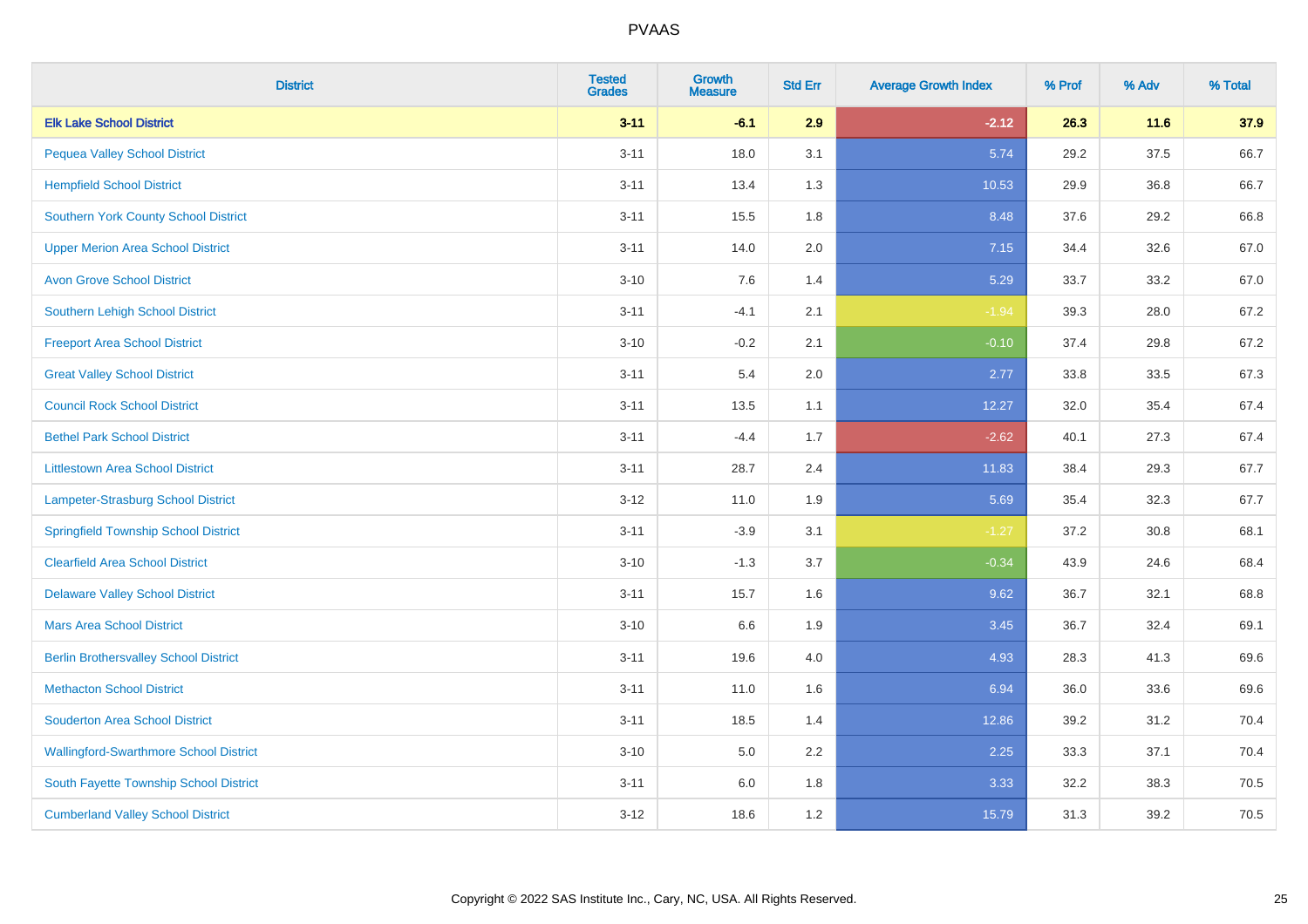| District | Tested Grades | Growth Measure | Std Err | Average Growth Index | % Prof | % Adv | % Total |
|---|---|---|---|---|---|---|---|
| **Elk Lake School District** | **3-11** | **-6.1** | **2.9** | **-2.12** | **26.3** | **11.6** | **37.9** |
| Pequea Valley School District | 3-11 | 18.0 | 3.1 | 5.74 | 29.2 | 37.5 | 66.7 |
| Hempfield School District | 3-11 | 13.4 | 1.3 | 10.53 | 29.9 | 36.8 | 66.7 |
| Southern York County School District | 3-11 | 15.5 | 1.8 | 8.48 | 37.6 | 29.2 | 66.8 |
| Upper Merion Area School District | 3-11 | 14.0 | 2.0 | 7.15 | 34.4 | 32.6 | 67.0 |
| Avon Grove School District | 3-10 | 7.6 | 1.4 | 5.29 | 33.7 | 33.2 | 67.0 |
| Southern Lehigh School District | 3-11 | -4.1 | 2.1 | -1.94 | 39.3 | 28.0 | 67.2 |
| Freeport Area School District | 3-10 | -0.2 | 2.1 | -0.10 | 37.4 | 29.8 | 67.2 |
| Great Valley School District | 3-11 | 5.4 | 2.0 | 2.77 | 33.8 | 33.5 | 67.3 |
| Council Rock School District | 3-11 | 13.5 | 1.1 | 12.27 | 32.0 | 35.4 | 67.4 |
| Bethel Park School District | 3-11 | -4.4 | 1.7 | -2.62 | 40.1 | 27.3 | 67.4 |
| Littlestown Area School District | 3-11 | 28.7 | 2.4 | 11.83 | 38.4 | 29.3 | 67.7 |
| Lampeter-Strasburg School District | 3-12 | 11.0 | 1.9 | 5.69 | 35.4 | 32.3 | 67.7 |
| Springfield Township School District | 3-11 | -3.9 | 3.1 | -1.27 | 37.2 | 30.8 | 68.1 |
| Clearfield Area School District | 3-10 | -1.3 | 3.7 | -0.34 | 43.9 | 24.6 | 68.4 |
| Delaware Valley School District | 3-11 | 15.7 | 1.6 | 9.62 | 36.7 | 32.1 | 68.8 |
| Mars Area School District | 3-10 | 6.6 | 1.9 | 3.45 | 36.7 | 32.4 | 69.1 |
| Berlin Brothersvalley School District | 3-11 | 19.6 | 4.0 | 4.93 | 28.3 | 41.3 | 69.6 |
| Methacton School District | 3-11 | 11.0 | 1.6 | 6.94 | 36.0 | 33.6 | 69.6 |
| Souderton Area School District | 3-11 | 18.5 | 1.4 | 12.86 | 39.2 | 31.2 | 70.4 |
| Wallingford-Swarthmore School District | 3-10 | 5.0 | 2.2 | 2.25 | 33.3 | 37.1 | 70.4 |
| South Fayette Township School District | 3-11 | 6.0 | 1.8 | 3.33 | 32.2 | 38.3 | 70.5 |
| Cumberland Valley School District | 3-12 | 18.6 | 1.2 | 15.79 | 31.3 | 39.2 | 70.5 |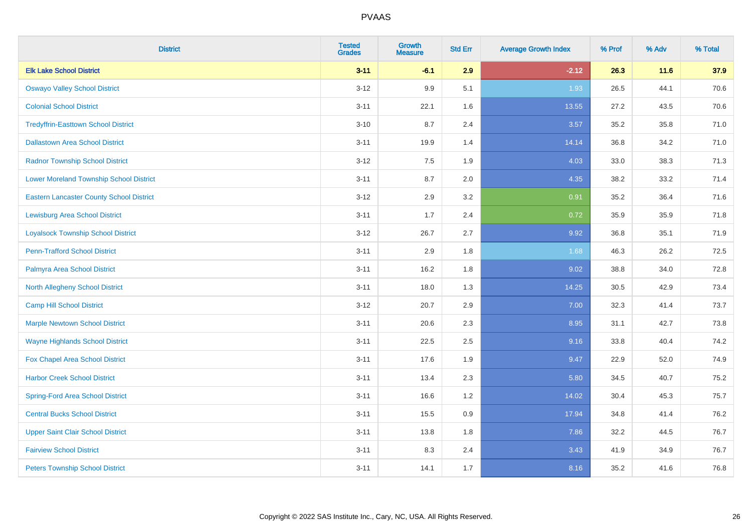# PVAAS

| District | Tested Grades | Growth Measure | Std Err | Average Growth Index | % Prof | % Adv | % Total |
|---|---|---|---|---|---|---|---|
| **Elk Lake School District** | **3-11** | **-6.1** | **2.9** | **-2.12** | **26.3** | **11.6** | **37.9** |
| Oswayo Valley School District | 3-12 | 9.9 | 5.1 | 1.93 | 26.5 | 44.1 | 70.6 |
| Colonial School District | 3-11 | 22.1 | 1.6 | 13.55 | 27.2 | 43.5 | 70.6 |
| Tredyffrin-Easttown School District | 3-10 | 8.7 | 2.4 | 3.57 | 35.2 | 35.8 | 71.0 |
| Dallastown Area School District | 3-11 | 19.9 | 1.4 | 14.14 | 36.8 | 34.2 | 71.0 |
| Radnor Township School District | 3-12 | 7.5 | 1.9 | 4.03 | 33.0 | 38.3 | 71.3 |
| Lower Moreland Township School District | 3-11 | 8.7 | 2.0 | 4.35 | 38.2 | 33.2 | 71.4 |
| Eastern Lancaster County School District | 3-12 | 2.9 | 3.2 | 0.91 | 35.2 | 36.4 | 71.6 |
| Lewisburg Area School District | 3-11 | 1.7 | 2.4 | 0.72 | 35.9 | 35.9 | 71.8 |
| Loyalsock Township School District | 3-12 | 26.7 | 2.7 | 9.92 | 36.8 | 35.1 | 71.9 |
| Penn-Trafford School District | 3-11 | 2.9 | 1.8 | 1.68 | 46.3 | 26.2 | 72.5 |
| Palmyra Area School District | 3-11 | 16.2 | 1.8 | 9.02 | 38.8 | 34.0 | 72.8 |
| North Allegheny School District | 3-11 | 18.0 | 1.3 | 14.25 | 30.5 | 42.9 | 73.4 |
| Camp Hill School District | 3-12 | 20.7 | 2.9 | 7.00 | 32.3 | 41.4 | 73.7 |
| Marple Newtown School District | 3-11 | 20.6 | 2.3 | 8.95 | 31.1 | 42.7 | 73.8 |
| Wayne Highlands School District | 3-11 | 22.5 | 2.5 | 9.16 | 33.8 | 40.4 | 74.2 |
| Fox Chapel Area School District | 3-11 | 17.6 | 1.9 | 9.47 | 22.9 | 52.0 | 74.9 |
| Harbor Creek School District | 3-11 | 13.4 | 2.3 | 5.80 | 34.5 | 40.7 | 75.2 |
| Spring-Ford Area School District | 3-11 | 16.6 | 1.2 | 14.02 | 30.4 | 45.3 | 75.7 |
| Central Bucks School District | 3-11 | 15.5 | 0.9 | 17.94 | 34.8 | 41.4 | 76.2 |
| Upper Saint Clair School District | 3-11 | 13.8 | 1.8 | 7.86 | 32.2 | 44.5 | 76.7 |
| Fairview School District | 3-11 | 8.3 | 2.4 | 3.43 | 41.9 | 34.9 | 76.7 |
| Peters Township School District | 3-11 | 14.1 | 1.7 | 8.16 | 35.2 | 41.6 | 76.8 |

Copyright © 2022 SAS Institute Inc., Cary, NC, USA. All Rights Reserved.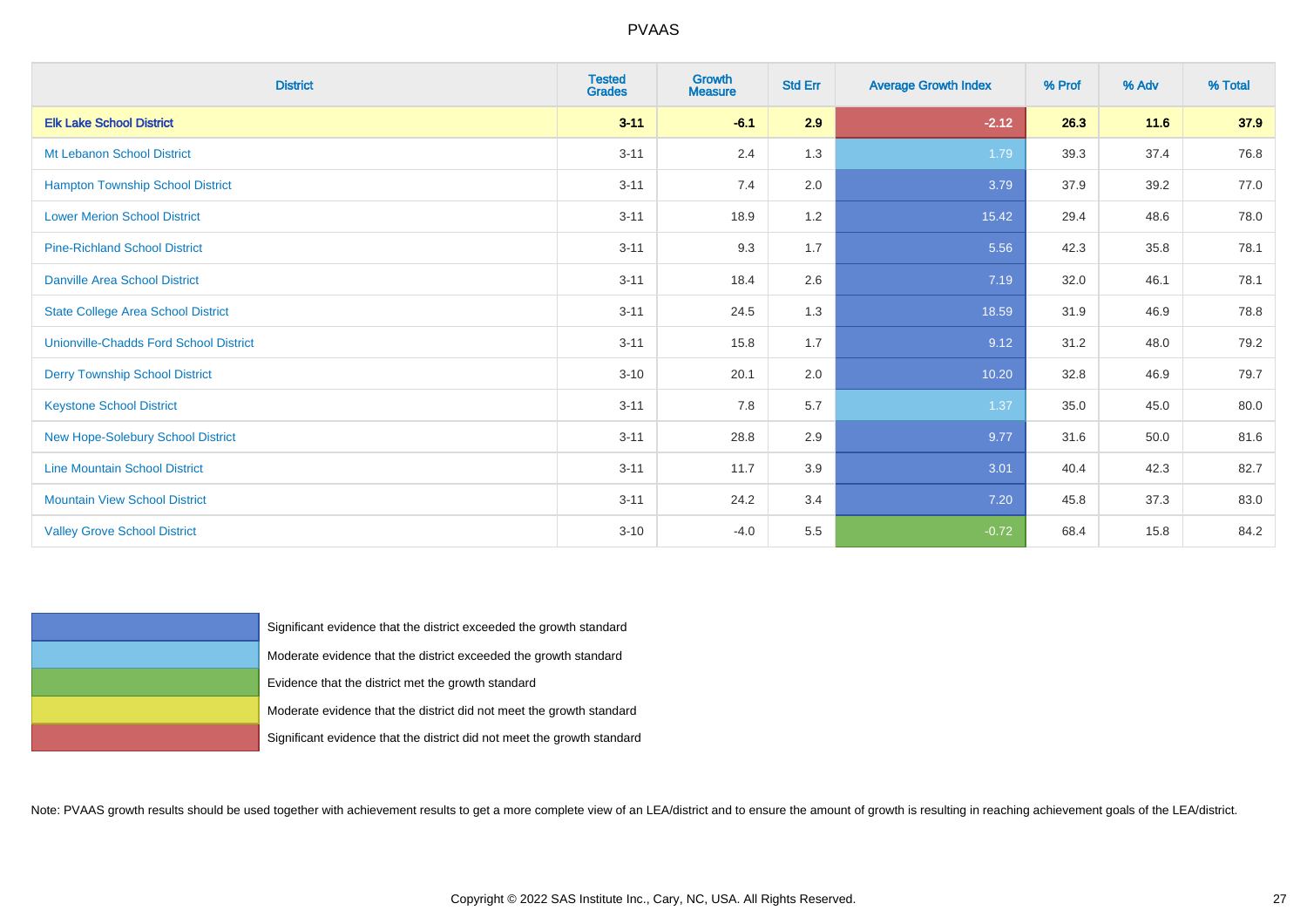# PVAAS

| District | Tested Grades | Growth Measure | Std Err | Average Growth Index | % Prof | % Adv | % Total |
|---|---|---|---|---|---|---|---|
| **Elk Lake School District** | **3-11** | **-6.1** | **2.9** | **-2.12** | **26.3** | **11.6** | **37.9** |
| Mt Lebanon School District | 3-11 | 2.4 | 1.3 | 1.79 | 39.3 | 37.4 | 76.8 |
| Hampton Township School District | 3-11 | 7.4 | 2.0 | 3.79 | 37.9 | 39.2 | 77.0 |
| Lower Merion School District | 3-11 | 18.9 | 1.2 | 15.42 | 29.4 | 48.6 | 78.0 |
| Pine-Richland School District | 3-11 | 9.3 | 1.7 | 5.56 | 42.3 | 35.8 | 78.1 |
| Danville Area School District | 3-11 | 18.4 | 2.6 | 7.19 | 32.0 | 46.1 | 78.1 |
| State College Area School District | 3-11 | 24.5 | 1.3 | 18.59 | 31.9 | 46.9 | 78.8 |
| Unionville-Chadds Ford School District | 3-11 | 15.8 | 1.7 | 9.12 | 31.2 | 48.0 | 79.2 |
| Derry Township School District | 3-10 | 20.1 | 2.0 | 10.20 | 32.8 | 46.9 | 79.7 |
| Keystone School District | 3-11 | 7.8 | 5.7 | 1.37 | 35.0 | 45.0 | 80.0 |
| New Hope-Solebury School District | 3-11 | 28.8 | 2.9 | 9.77 | 31.6 | 50.0 | 81.6 |
| Line Mountain School District | 3-11 | 11.7 | 3.9 | 3.01 | 40.4 | 42.3 | 82.7 |
| Mountain View School District | 3-11 | 24.2 | 3.4 | 7.20 | 45.8 | 37.3 | 83.0 |
| Valley Grove School District | 3-10 | -4.0 | 5.5 | -0.72 | 68.4 | 15.8 | 84.2 |

Significant evidence that the district exceeded the growth standard

Moderate evidence that the district exceeded the growth standard

Evidence that the district met the growth standard

Moderate evidence that the district did not meet the growth standard

Significant evidence that the district did not meet the growth standard

Note: PVAAS growth results should be used together with achievement results to get a more complete view of an LEA/district and to ensure the amount of growth is resulting in reaching achievement goals of the LEA/district.

Copyright © 2022 SAS Institute Inc., Cary, NC, USA. All Rights Reserved.